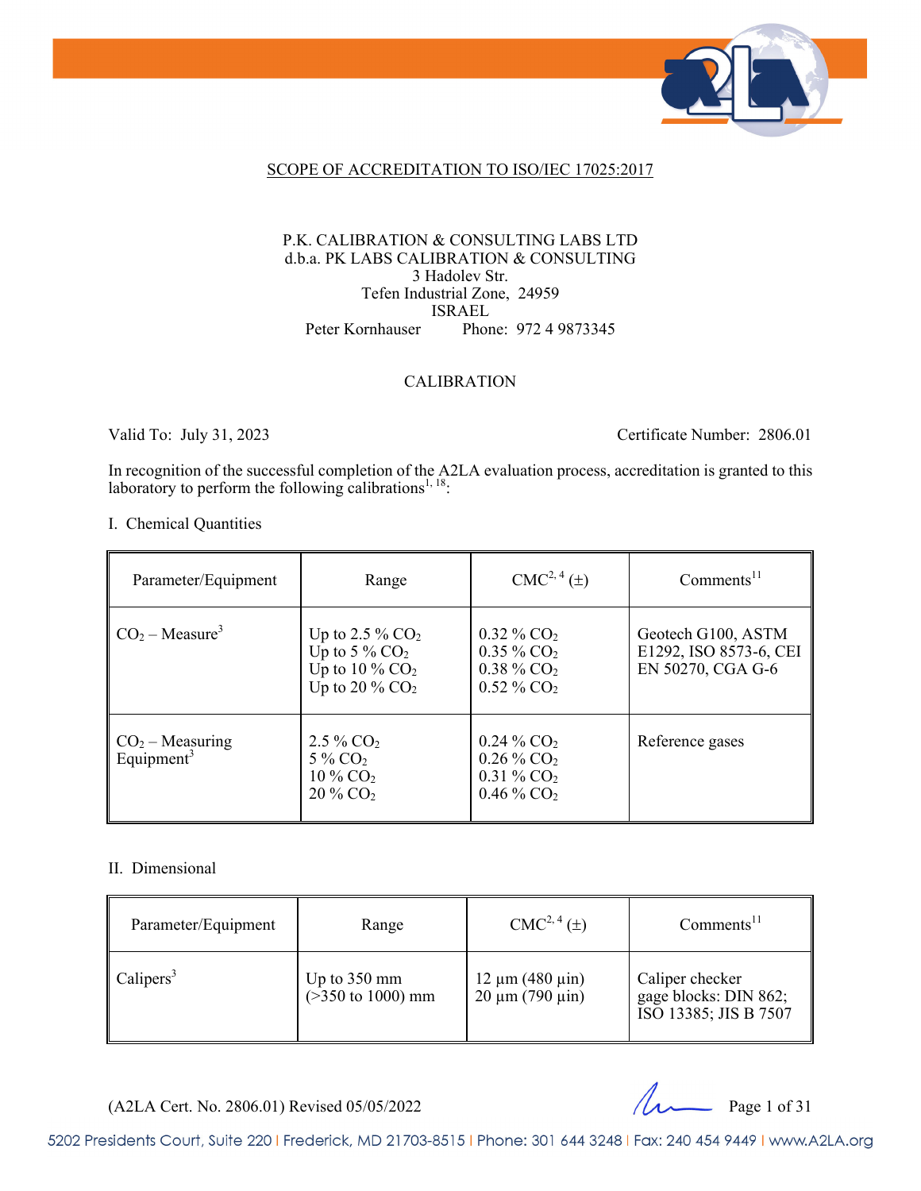SCOPE OF ACCREDITATION TO ISO/IEC 17025:2017

P.K. CALIBRATION & CONSULTING LABS LTD
d.b.a. PK LABS CALIBRATION & CONSULTING
3 Hadolev Str.
Tefen Industrial Zone, 24959
ISRAEL
Peter Kornhauser Phone: 972 4 9873345

CALIBRATION

Valid To: July 31, 2023 Certificate Number: 2806.01

In recognition of the successful completion of the A2LA evaluation process, accreditation is granted to this laboratory to perform the following calibrations[1, 18]:

I. Chemical Quantities

| Parameter/Equipment | Range | CMC[2, 4] (±) | Comments[11] |
|---|---|---|---|
| $CO_2$ – Measure[3] | Up to 2.5 % $CO_2$<br>Up to 5 % $CO_2$<br>Up to 10 % $CO_2$<br>Up to 20 % $CO_2$ | 0.32 % $CO_2$<br>0.35 % $CO_2$<br>0.38 % $CO_2$<br>0.52 % $CO_2$ | Geotech G100, ASTM E1292, ISO 8573-6, CEI EN 50270, CGA G-6 |
| $CO_2$ – Measuring Equipment[3] | 2.5 % $CO_2$<br>5 % $CO_2$<br>10 % $CO_2$<br>20 % $CO_2$ | 0.24 % $CO_2$<br>0.26 % $CO_2$<br>0.31 % $CO_2$<br>0.46 % $CO_2$ | Reference gases |

II. Dimensional

| Parameter/Equipment | Range | CMC[2, 4] (±) | Comments[11] |
|---|---|---|---|
| Calipers[3] | Up to 350 mm<br>(>350 to 1000) mm | 12 µm (480 µin)<br>20 µm (790 µin) | Caliper checker gage blocks: DIN 862; ISO 13385; JIS B 7507 |

(A2LA Cert. No. 2806.01) Revised 05/05/2022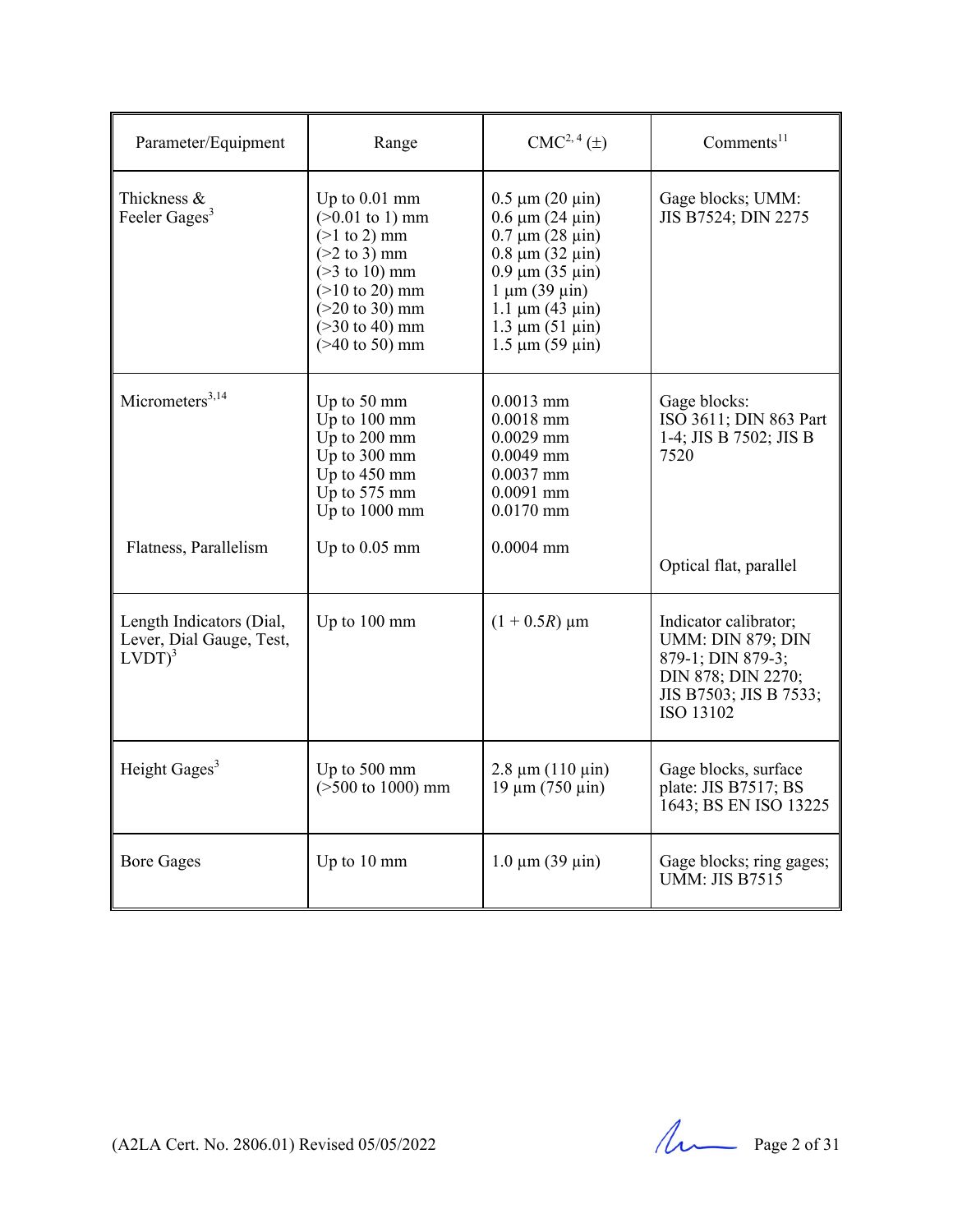| Parameter/Equipment | Range | CMC[2, 4] (±) | Comments[11] |
|---|---|---|---|
| Thickness & Feeler Gages[3] | Up to 0.01 mm<br>(>0.01 to 1) mm<br>(>1 to 2) mm<br>(>2 to 3) mm<br>(>3 to 10) mm<br>(>10 to 20) mm<br>(>20 to 30) mm<br>(>30 to 40) mm<br>(>40 to 50) mm | 0.5 µm (20 µin)<br>0.6 µm (24 µin)<br>0.7 µm (28 µin)<br>0.8 µm (32 µin)<br>0.9 µm (35 µin)<br>1 µm (39 µin)<br>1.1 µm (43 µin)<br>1.3 µm (51 µin)<br>1.5 µm (59 µin) | Gage blocks; UMM: JIS B7524; DIN 2275 |
| Micrometers[3,14] | Up to 50 mm<br>Up to 100 mm<br>Up to 200 mm<br>Up to 300 mm<br>Up to 450 mm<br>Up to 575 mm<br>Up to 1000 mm | 0.0013 mm<br>0.0018 mm<br>0.0029 mm<br>0.0049 mm<br>0.0037 mm<br>0.0091 mm<br>0.0170 mm | Gage blocks: ISO 3611; DIN 863 Part 1-4; JIS B 7502; JIS B 7520 |
| Flatness, Parallelism | Up to 0.05 mm | 0.0004 mm | Optical flat, parallel |
| Length Indicators (Dial, Lever, Dial Gauge, Test, LVDT)[3] | Up to 100 mm | $(1 + 0.5R)$ µm | Indicator calibrator; UMM: DIN 879; DIN 879-1; DIN 879-3; DIN 878; DIN 2270; JIS B7503; JIS B 7533; ISO 13102 |
| Height Gages[3] | Up to 500 mm<br>(>500 to 1000) mm | 2.8 µm (110 µin)<br>19 µm (750 µin) | Gage blocks, surface plate: JIS B7517; BS 1643; BS EN ISO 13225 |
| Bore Gages | Up to 10 mm | 1.0 µm (39 µin) | Gage blocks; ring gages; UMM: JIS B7515 |

(A2LA Cert. No. 2806.01) Revised 05/05/2022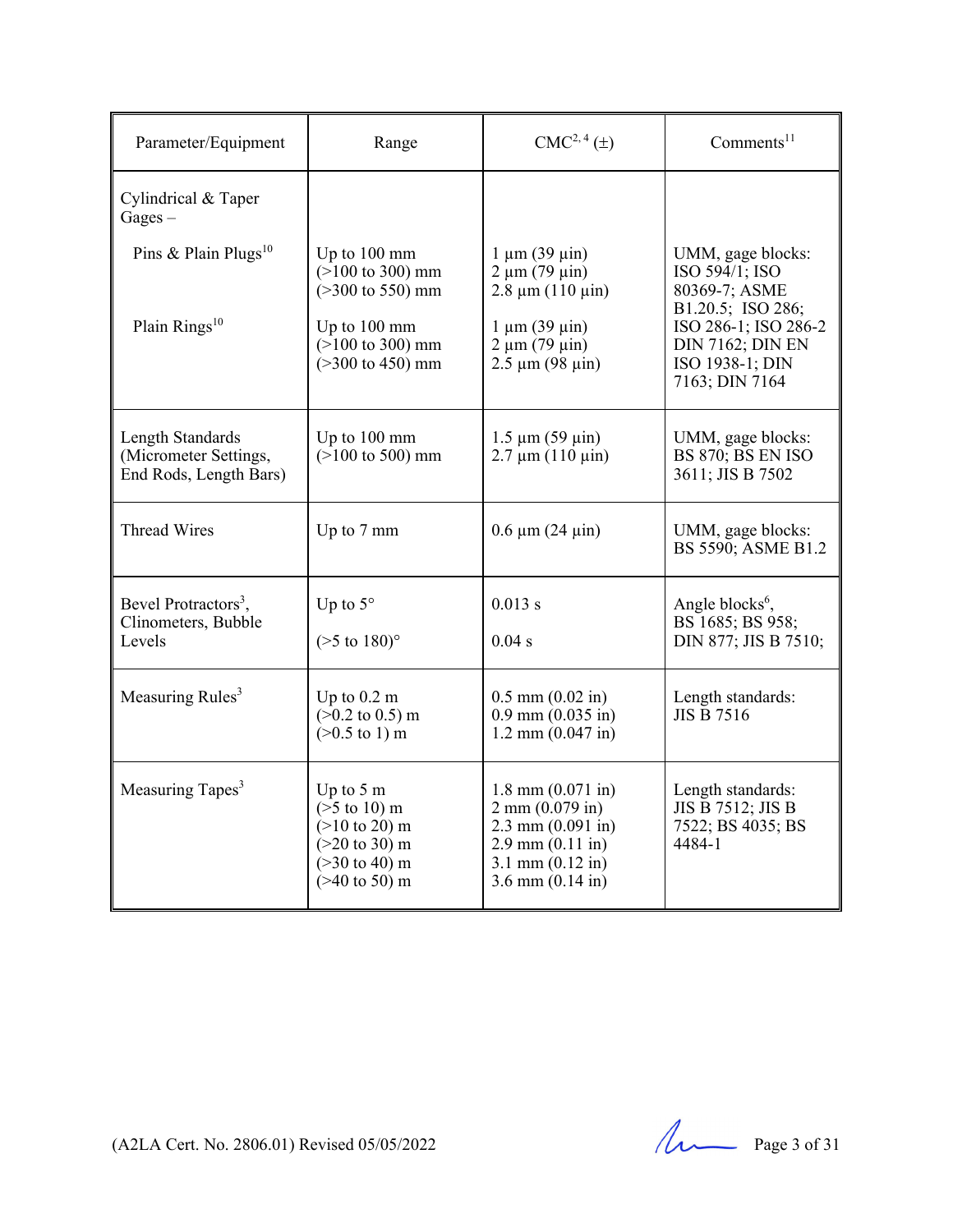| Parameter/Equipment | Range | CMC[2, 4] (±) | Comments[11] |
|---|---|---|---|
| Cylindrical & Taper Gages – | | | |
| Pins & Plain Plugs[10] | Up to 100 mm<br>(>100 to 300) mm<br>(>300 to 550) mm | 1 µm (39 µin)<br>2 µm (79 µin)<br>2.8 µm (110 µin) | UMM, gage blocks: ISO 594/1; ISO 80369-7; ASME B1.20.5; ISO 286; ISO 286-1; ISO 286-2 DIN 7162; DIN EN ISO 1938-1; DIN 7163; DIN 7164 |
| Plain Rings[10] | Up to 100 mm<br>(>100 to 300) mm<br>(>300 to 450) mm | 1 µm (39 µin)<br>2 µm (79 µin)<br>2.5 µm (98 µin) | |
| Length Standards (Micrometer Settings, End Rods, Length Bars) | Up to 100 mm<br>(>100 to 500) mm | 1.5 µm (59 µin)<br>2.7 µm (110 µin) | UMM, gage blocks: BS 870; BS EN ISO 3611; JIS B 7502 |
| Thread Wires | Up to 7 mm | 0.6 µm (24 µin) | UMM, gage blocks: BS 5590; ASME B1.2 |
| Bevel Protractors[3], Clinometers, Bubble Levels | Up to 5°<br>(>5 to 180)° | 0.013 s<br>0.04 s | Angle blocks[6], BS 1685; BS 958; DIN 877; JIS B 7510; |
| Measuring Rules[3] | Up to 0.2 m<br>(>0.2 to 0.5) m<br>(>0.5 to 1) m | 0.5 mm (0.02 in)<br>0.9 mm (0.035 in)<br>1.2 mm (0.047 in) | Length standards: JIS B 7516 |
| Measuring Tapes[3] | Up to 5 m<br>(>5 to 10) m<br>(>10 to 20) m<br>(>20 to 30) m<br>(>30 to 40) m<br>(>40 to 50) m | 1.8 mm (0.071 in)<br>2 mm (0.079 in)<br>2.3 mm (0.091 in)<br>2.9 mm (0.11 in)<br>3.1 mm (0.12 in)<br>3.6 mm (0.14 in) | Length standards: JIS B 7512; JIS B 7522; BS 4035; BS 4484-1 |

(A2LA Cert. No. 2806.01) Revised 05/05/2022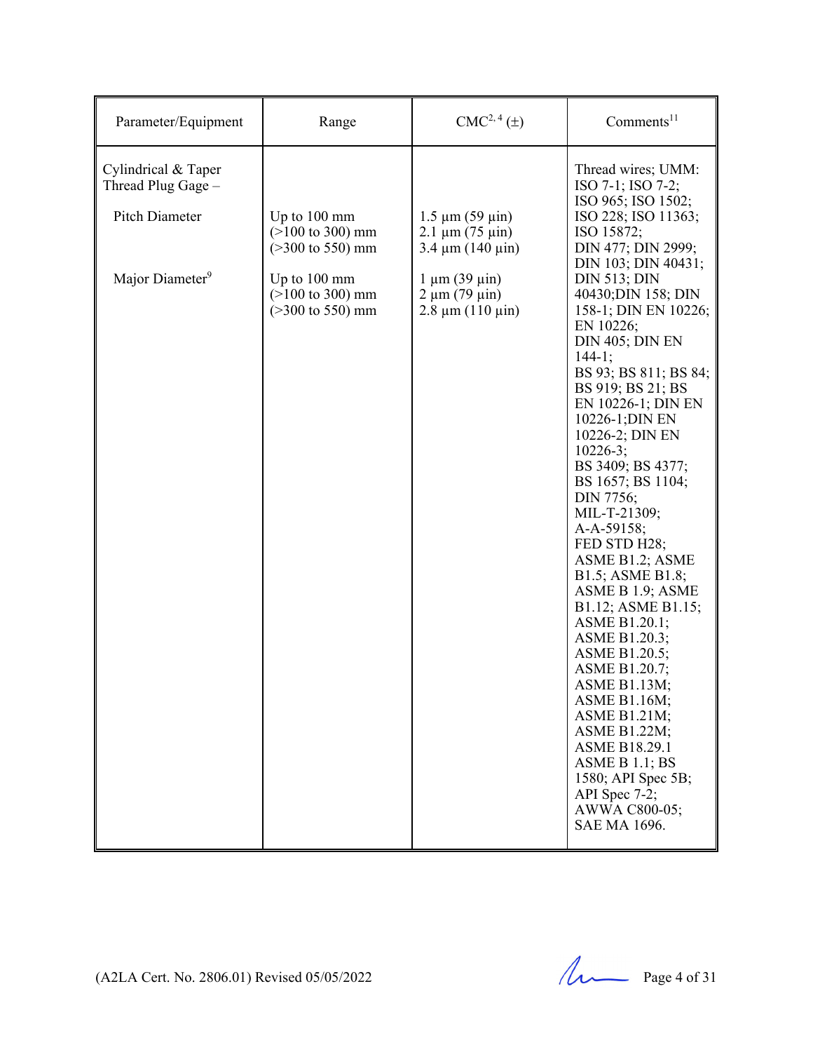| Parameter/Equipment | Range | CMC[2, 4] (±) | Comments[11] |
|---|---|---|---|
| Cylindrical & Taper Thread Plug Gage – | | | Thread wires; UMM: ISO 7-1; ISO 7-2; ISO 965; ISO 1502; ISO 228; ISO 11363; ISO 15872; DIN 477; DIN 2999; DIN 103; DIN 40431; DIN 513; DIN 40430;DIN 158; DIN 158-1; DIN EN 10226; EN 10226; DIN 405; DIN EN 144-1; BS 93; BS 811; BS 84; BS 919; BS 21; BS EN 10226-1; DIN EN 10226-1;DIN EN 10226-2; DIN EN 10226-3; BS 3409; BS 4377; BS 1657; BS 1104; DIN 7756; MIL-T-21309; A-A-59158; FED STD H28; ASME B1.2; ASME B1.5; ASME B1.8; ASME B 1.9; ASME B1.12; ASME B1.15; ASME B1.20.1; ASME B1.20.3; ASME B1.20.5; ASME B1.20.7; ASME B1.13M; ASME B1.16M; ASME B1.21M; ASME B1.22M; ASME B18.29.1 ASME B 1.1; BS 1580; API Spec 5B; API Spec 7-2; AWWA C800-05; SAE MA 1696. |
| Pitch Diameter | Up to 100 mm<br>(>100 to 300) mm<br>(>300 to 550) mm | 1.5 µm (59 µin)<br>2.1 µm (75 µin)<br>3.4 µm (140 µin) | |
| Major Diameter[9] | Up to 100 mm<br>(>100 to 300) mm<br>(>300 to 550) mm | 1 µm (39 µin)<br>2 µm (79 µin)<br>2.8 µm (110 µin) | |

(A2LA Cert. No. 2806.01) Revised 05/05/2022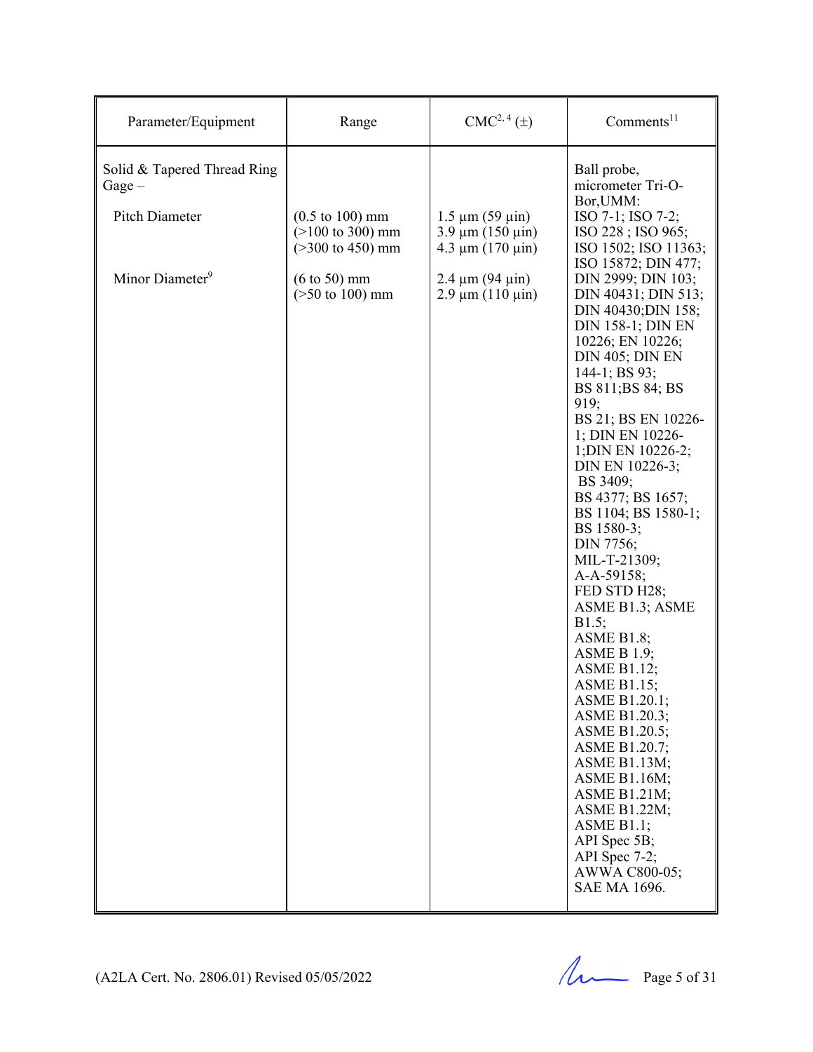| Parameter/Equipment | Range | CMC[2, 4] (±) | Comments[11] |
|---|---|---|---|
| Solid & Tapered Thread Ring Gage – | | | Ball probe, micrometer Tri-O-Bor,UMM: ISO 7-1; ISO 7-2; ISO 228 ; ISO 965; ISO 1502; ISO 11363; ISO 15872; DIN 477; DIN 2999; DIN 103; DIN 40431; DIN 513; DIN 40430;DIN 158; DIN 158-1; DIN EN 10226; EN 10226; DIN 405; DIN EN 144-1; BS 93; BS 811;BS 84; BS 919; BS 21; BS EN 10226-1; DIN EN 10226-1;DIN EN 10226-2; DIN EN 10226-3; BS 3409; BS 4377; BS 1657; BS 1104; BS 1580-1; BS 1580-3; DIN 7756; MIL-T-21309; A-A-59158; FED STD H28; ASME B1.3; ASME B1.5; ASME B1.8; ASME B 1.9; ASME B1.12; ASME B1.15; ASME B1.20.1; ASME B1.20.3; ASME B1.20.5; ASME B1.20.7; ASME B1.13M; ASME B1.16M; ASME B1.21M; ASME B1.22M; ASME B1.1; API Spec 5B; API Spec 7-2; AWWA C800-05; SAE MA 1696. |
| Pitch Diameter | (0.5 to 100) mm<br>(>100 to 300) mm<br>(>300 to 450) mm | 1.5 µm (59 µin)<br>3.9 µm (150 µin)<br>4.3 µm (170 µin) | |
| Minor Diameter[9] | (6 to 50) mm<br>(>50 to 100) mm | 2.4 µm (94 µin)<br>2.9 µm (110 µin) | |

(A2LA Cert. No. 2806.01) Revised 05/05/2022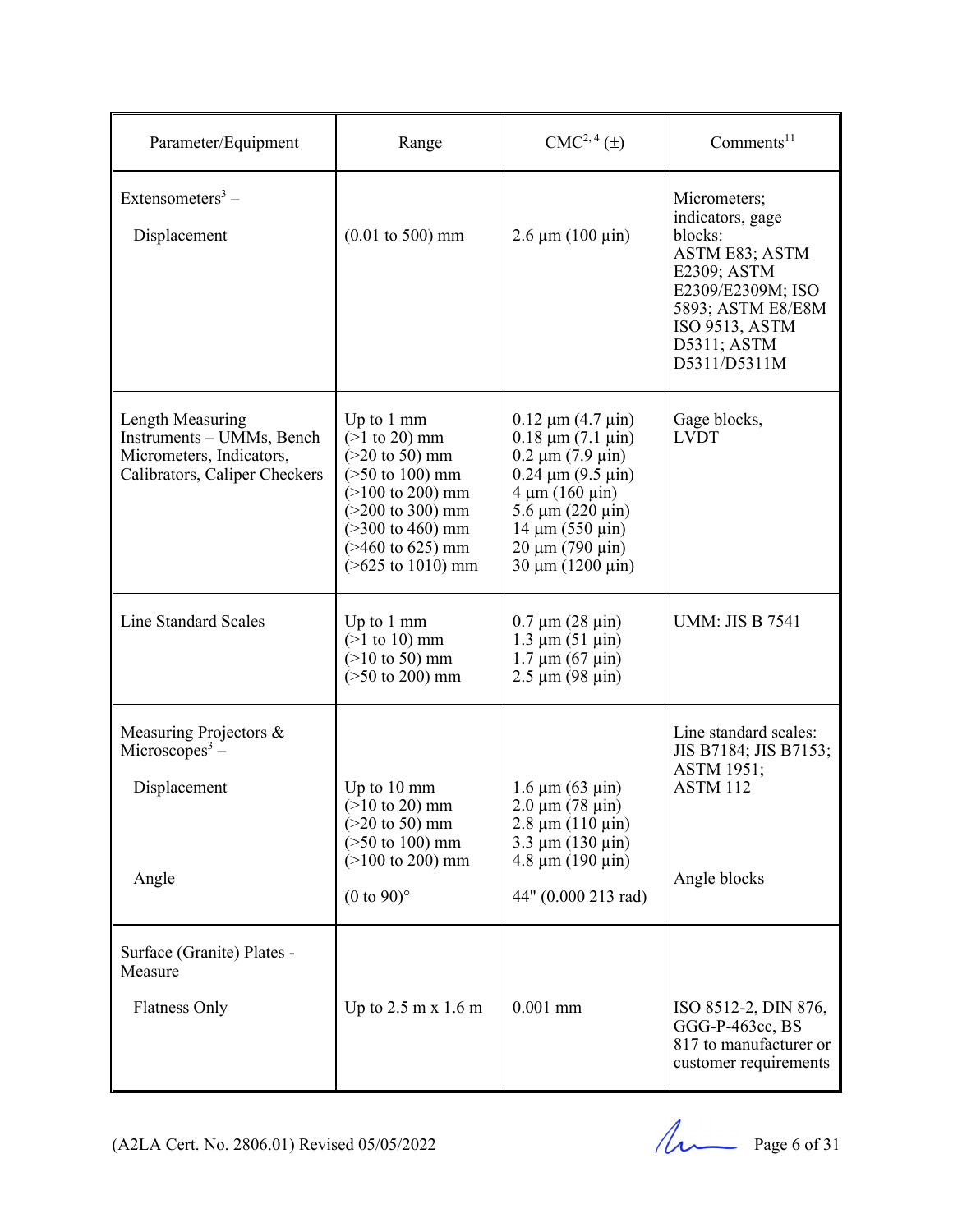| Parameter/Equipment | Range | CMC[2, 4] (±) | Comments[11] |
|---|---|---|---|
| Extensometers[3] – <br><br> Displacement | <br><br> (0.01 to 500) mm | <br><br> 2.6 µm (100 µin) | Micrometers; indicators, gage blocks: ASTM E83; ASTM E2309; ASTM E2309/E2309M; ISO 5893; ASTM E8/E8M ISO 9513, ASTM D5311; ASTM D5311/D5311M |
| Length Measuring Instruments – UMMs, Bench Micrometers, Indicators, Calibrators, Caliper Checkers | Up to 1 mm <br> (>1 to 20) mm <br> (>20 to 50) mm <br> (>50 to 100) mm <br> (>100 to 200) mm <br> (>200 to 300) mm <br> (>300 to 460) mm <br> (>460 to 625) mm <br> (>625 to 1010) mm | 0.12 µm (4.7 µin) <br> 0.18 µm (7.1 µin) <br> 0.2 µm (7.9 µin) <br> 0.24 µm (9.5 µin) <br> 4 µm (160 µin) <br> 5.6 µm (220 µin) <br> 14 µm (550 µin) <br> 20 µm (790 µin) <br> 30 µm (1200 µin) | Gage blocks, LVDT |
| Line Standard Scales | Up to 1 mm <br> (>1 to 10) mm <br> (>10 to 50) mm <br> (>50 to 200) mm | 0.7 µm (28 µin) <br> 1.3 µm (51 µin) <br> 1.7 µm (67 µin) <br> 2.5 µm (98 µin) | UMM: JIS B 7541 |
| Measuring Projectors & Microscopes[3] – <br><br> Displacement <br><br><br><br> Angle | <br><br> Up to 10 mm <br> (>10 to 20) mm <br> (>20 to 50) mm <br> (>50 to 100) mm <br> (>100 to 200) mm <br><br> (0 to 90)° | <br><br> 1.6 µm (63 µin) <br> 2.0 µm (78 µin) <br> 2.8 µm (110 µin) <br> 3.3 µm (130 µin) <br> 4.8 µm (190 µin) <br><br> 44" (0.000 213 rad) | Line standard scales: JIS B7184; JIS B7153; ASTM 1951; ASTM 112 <br><br><br><br> Angle blocks |
| Surface (Granite) Plates - Measure <br><br> Flatness Only | <br><br> Up to 2.5 m x 1.6 m | <br><br> 0.001 mm | <br><br> ISO 8512-2, DIN 876, GGG-P-463cc, BS 817 to manufacturer or customer requirements |

(A2LA Cert. No. 2806.01) Revised 05/05/2022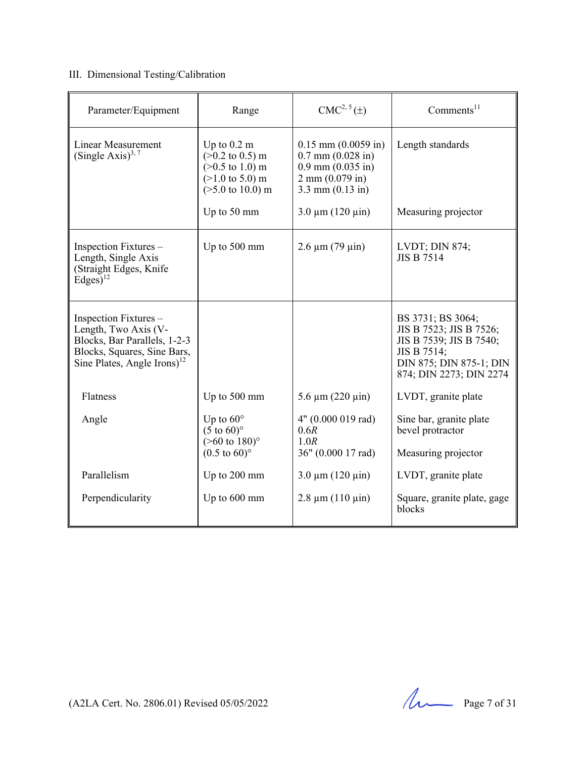III. Dimensional Testing/Calibration

| Parameter/Equipment | Range | CMC[2, 5] (±) | Comments[11] |
|---|---|---|---|
| Linear Measurement (Single Axis)[3, 7] | Up to 0.2 m<br>(>0.2 to 0.5) m<br>(>0.5 to 1.0) m<br>(>1.0 to 5.0) m<br>(>5.0 to 10.0) m | 0.15 mm (0.0059 in)<br>0.7 mm (0.028 in)<br>0.9 mm (0.035 in)<br>2 mm (0.079 in)<br>3.3 mm (0.13 in) | Length standards |
| | Up to 50 mm | 3.0 µm (120 µin) | Measuring projector |
| Inspection Fixtures – Length, Single Axis (Straight Edges, Knife Edges)[12] | Up to 500 mm | 2.6 µm (79 µin) | LVDT; DIN 874; JIS B 7514 |
| Inspection Fixtures – Length, Two Axis (V-Blocks, Bar Parallels, 1-2-3 Blocks, Squares, Sine Bars, Sine Plates, Angle Irons)[12] | | | BS 3731; BS 3064; JIS B 7523; JIS B 7526; JIS B 7539; JIS B 7540; JIS B 7514; DIN 875; DIN 875-1; DIN 874; DIN 2273; DIN 2274 |
| Flatness | Up to 500 mm | 5.6 µm (220 µin) | LVDT, granite plate |
| Angle | Up to 60°<br>(5 to 60)°<br>(>60 to 180)° | 4" (0.000 019 rad)<br>0.6*R*<br>1.0*R* | Sine bar, granite plate<br>bevel protractor |
| | (0.5 to 60)° | 36" (0.000 17 rad) | Measuring projector |
| Parallelism | Up to 200 mm | 3.0 µm (120 µin) | LVDT, granite plate |
| Perpendicularity | Up to 600 mm | 2.8 µm (110 µin) | Square, granite plate, gage blocks |

(A2LA Cert. No. 2806.01) Revised 05/05/2022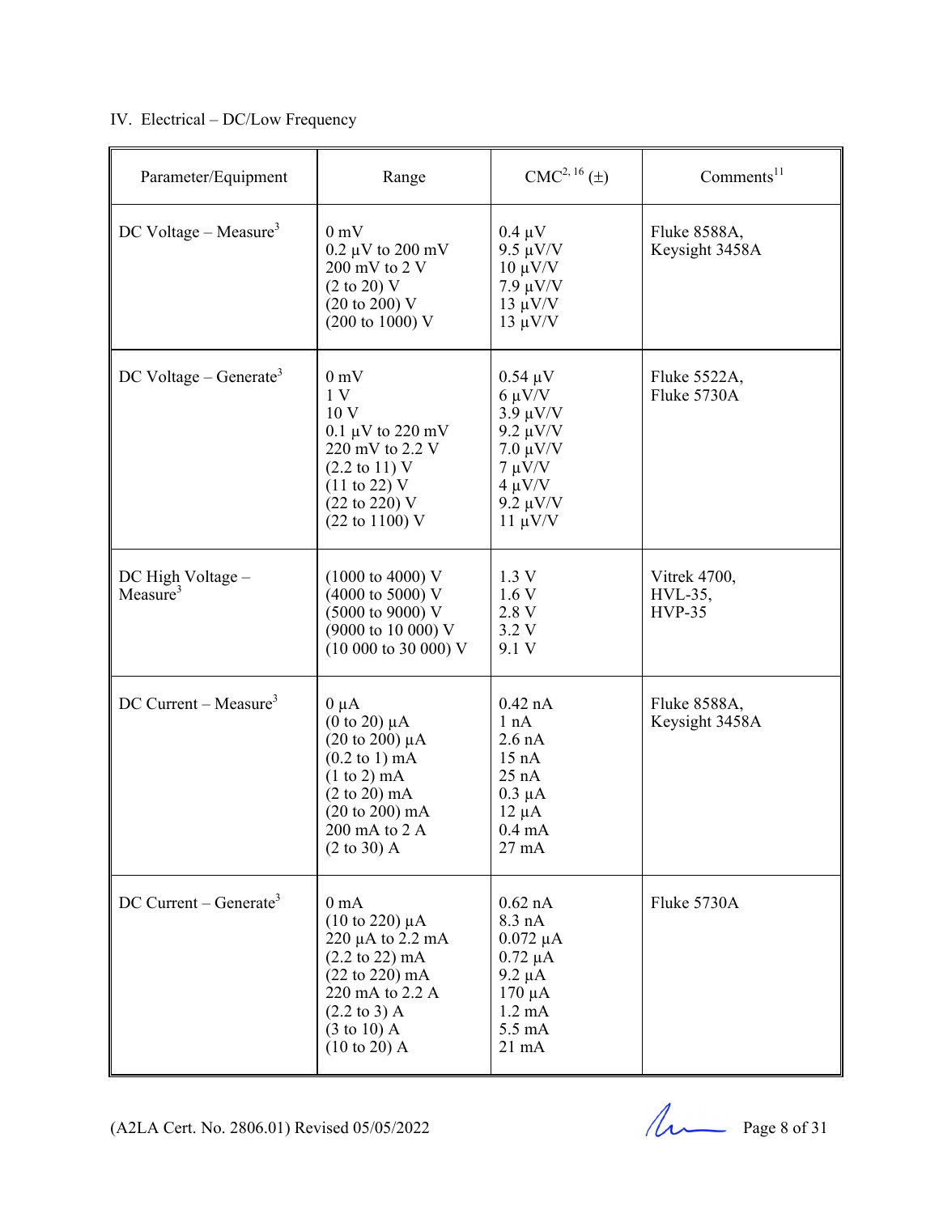IV. Electrical – DC/Low Frequency

| Parameter/Equipment | Range | CMC[2, 16] (±) | Comments[11] |
|---|---|---|---|
| DC Voltage – Measure[3] | 0 mV<br>0.2 µV to 200 mV<br>200 mV to 2 V<br>(2 to 20) V<br>(20 to 200) V<br>(200 to 1000) V | 0.4 µV<br>9.5 µV/V<br>10 µV/V<br>7.9 µV/V<br>13 µV/V<br>13 µV/V | Fluke 8588A,<br>Keysight 3458A |
| DC Voltage – Generate[3] | 0 mV<br>1 V<br>10 V<br>0.1 µV to 220 mV<br>220 mV to 2.2 V<br>(2.2 to 11) V<br>(11 to 22) V<br>(22 to 220) V<br>(22 to 1100) V | 0.54 µV<br>6 µV/V<br>3.9 µV/V<br>9.2 µV/V<br>7.0 µV/V<br>7 µV/V<br>4 µV/V<br>9.2 µV/V<br>11 µV/V | Fluke 5522A,<br>Fluke 5730A |
| DC High Voltage – Measure[3] | (1000 to 4000) V<br>(4000 to 5000) V<br>(5000 to 9000) V<br>(9000 to 10 000) V<br>(10 000 to 30 000) V | 1.3 V<br>1.6 V<br>2.8 V<br>3.2 V<br>9.1 V | Vitrek 4700,<br>HVL-35,<br>HVP-35 |
| DC Current – Measure[3] | 0 µA<br>(0 to 20) µA<br>(20 to 200) µA<br>(0.2 to 1) mA<br>(1 to 2) mA<br>(2 to 20) mA<br>(20 to 200) mA<br>200 mA to 2 A<br>(2 to 30) A | 0.42 nA<br>1 nA<br>2.6 nA<br>15 nA<br>25 nA<br>0.3 µA<br>12 µA<br>0.4 mA<br>27 mA | Fluke 8588A,<br>Keysight 3458A |
| DC Current – Generate[3] | 0 mA<br>(10 to 220) µA<br>220 µA to 2.2 mA<br>(2.2 to 22) mA<br>(22 to 220) mA<br>220 mA to 2.2 A<br>(2.2 to 3) A<br>(3 to 10) A<br>(10 to 20) A | 0.62 nA<br>8.3 nA<br>0.072 µA<br>0.72 µA<br>9.2 µA<br>170 µA<br>1.2 mA<br>5.5 mA<br>21 mA | Fluke 5730A |

(A2LA Cert. No. 2806.01) Revised 05/05/2022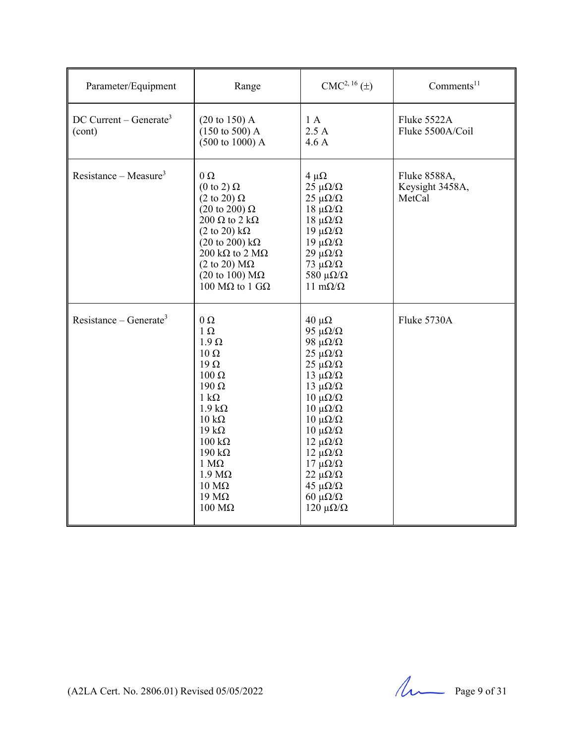| Parameter/Equipment | Range | CMC[2, 16] (±) | Comments[11] |
|---|---|---|---|
| DC Current – Generate[3] (cont) | (20 to 150) A<br>(150 to 500) A<br>(500 to 1000) A | 1 A<br>2.5 A<br>4.6 A | Fluke 5522A<br>Fluke 5500A/Coil |
| Resistance – Measure[3] | 0 Ω<br>(0 to 2) Ω<br>(2 to 20) Ω<br>(20 to 200) Ω<br>200 Ω to 2 kΩ<br>(2 to 20) kΩ<br>(20 to 200) kΩ<br>200 kΩ to 2 MΩ<br>(2 to 20) MΩ<br>(20 to 100) MΩ<br>100 MΩ to 1 GΩ | 4 µΩ<br>25 µΩ/Ω<br>25 µΩ/Ω<br>18 µΩ/Ω<br>18 µΩ/Ω<br>19 µΩ/Ω<br>19 µΩ/Ω<br>29 µΩ/Ω<br>73 µΩ/Ω<br>580 µΩ/Ω<br>11 mΩ/Ω | Fluke 8588A,<br>Keysight 3458A,<br>MetCal |
| Resistance – Generate[3] | 0 Ω<br>1 Ω<br>1.9 Ω<br>10 Ω<br>19 Ω<br>100 Ω<br>190 Ω<br>1 kΩ<br>1.9 kΩ<br>10 kΩ<br>19 kΩ<br>100 kΩ<br>190 kΩ<br>1 MΩ<br>1.9 MΩ<br>10 MΩ<br>19 MΩ<br>100 MΩ | 40 µΩ<br>95 µΩ/Ω<br>98 µΩ/Ω<br>25 µΩ/Ω<br>25 µΩ/Ω<br>13 µΩ/Ω<br>13 µΩ/Ω<br>10 µΩ/Ω<br>10 µΩ/Ω<br>10 µΩ/Ω<br>10 µΩ/Ω<br>12 µΩ/Ω<br>12 µΩ/Ω<br>17 µΩ/Ω<br>22 µΩ/Ω<br>45 µΩ/Ω<br>60 µΩ/Ω<br>120 µΩ/Ω | Fluke 5730A |

(A2LA Cert. No. 2806.01) Revised 05/05/2022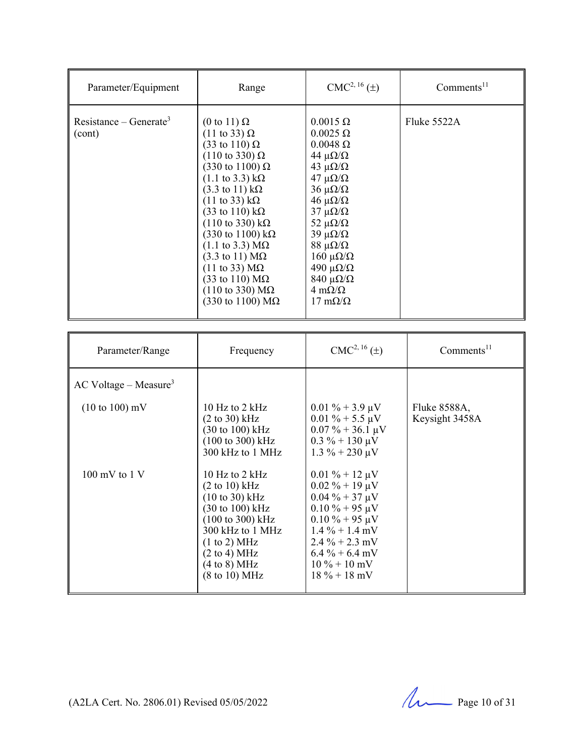| Parameter/Equipment | Range | CMC[2, 16] (±) | Comments[11] |
|---|---|---|---|
| Resistance – Generate[3] (cont) | (0 to 11) Ω<br>(11 to 33) Ω<br>(33 to 110) Ω<br>(110 to 330) Ω<br>(330 to 1100) Ω<br>(1.1 to 3.3) kΩ<br>(3.3 to 11) kΩ<br>(11 to 33) kΩ<br>(33 to 110) kΩ<br>(110 to 330) kΩ<br>(330 to 1100) kΩ<br>(1.1 to 3.3) MΩ<br>(3.3 to 11) MΩ<br>(11 to 33) MΩ<br>(33 to 110) MΩ<br>(110 to 330) MΩ<br>(330 to 1100) MΩ | 0.0015 Ω<br>0.0025 Ω<br>0.0048 Ω<br>44 µΩ/Ω<br>43 µΩ/Ω<br>47 µΩ/Ω<br>36 µΩ/Ω<br>46 µΩ/Ω<br>37 µΩ/Ω<br>52 µΩ/Ω<br>39 µΩ/Ω<br>88 µΩ/Ω<br>160 µΩ/Ω<br>490 µΩ/Ω<br>840 µΩ/Ω<br>4 mΩ/Ω<br>17 mΩ/Ω | Fluke 5522A |

| Parameter/Range | Frequency | CMC[2, 16] (±) | Comments[11] |
|---|---|---|---|
| AC Voltage – Measure[3] | | | |
| (10 to 100) mV | 10 Hz to 2 kHz<br>(2 to 30) kHz<br>(30 to 100) kHz<br>(100 to 300) kHz<br>300 kHz to 1 MHz | 0.01 % + 3.9 µV<br>0.01 % + 5.5 µV<br>0.07 % + 36.1 µV<br>0.3 % + 130 µV<br>1.3 % + 230 µV | Fluke 8588A, Keysight 3458A |
| 100 mV to 1 V | 10 Hz to 2 kHz<br>(2 to 10) kHz<br>(10 to 30) kHz<br>(30 to 100) kHz<br>(100 to 300) kHz<br>300 kHz to 1 MHz<br>(1 to 2) MHz<br>(2 to 4) MHz<br>(4 to 8) MHz<br>(8 to 10) MHz | 0.01 % + 12 µV<br>0.02 % + 19 µV<br>0.04 % + 37 µV<br>0.10 % + 95 µV<br>0.10 % + 95 µV<br>1.4 % + 1.4 mV<br>2.4 % + 2.3 mV<br>6.4 % + 6.4 mV<br>10 % + 10 mV<br>18 % + 18 mV | |

(A2LA Cert. No. 2806.01) Revised 05/05/2022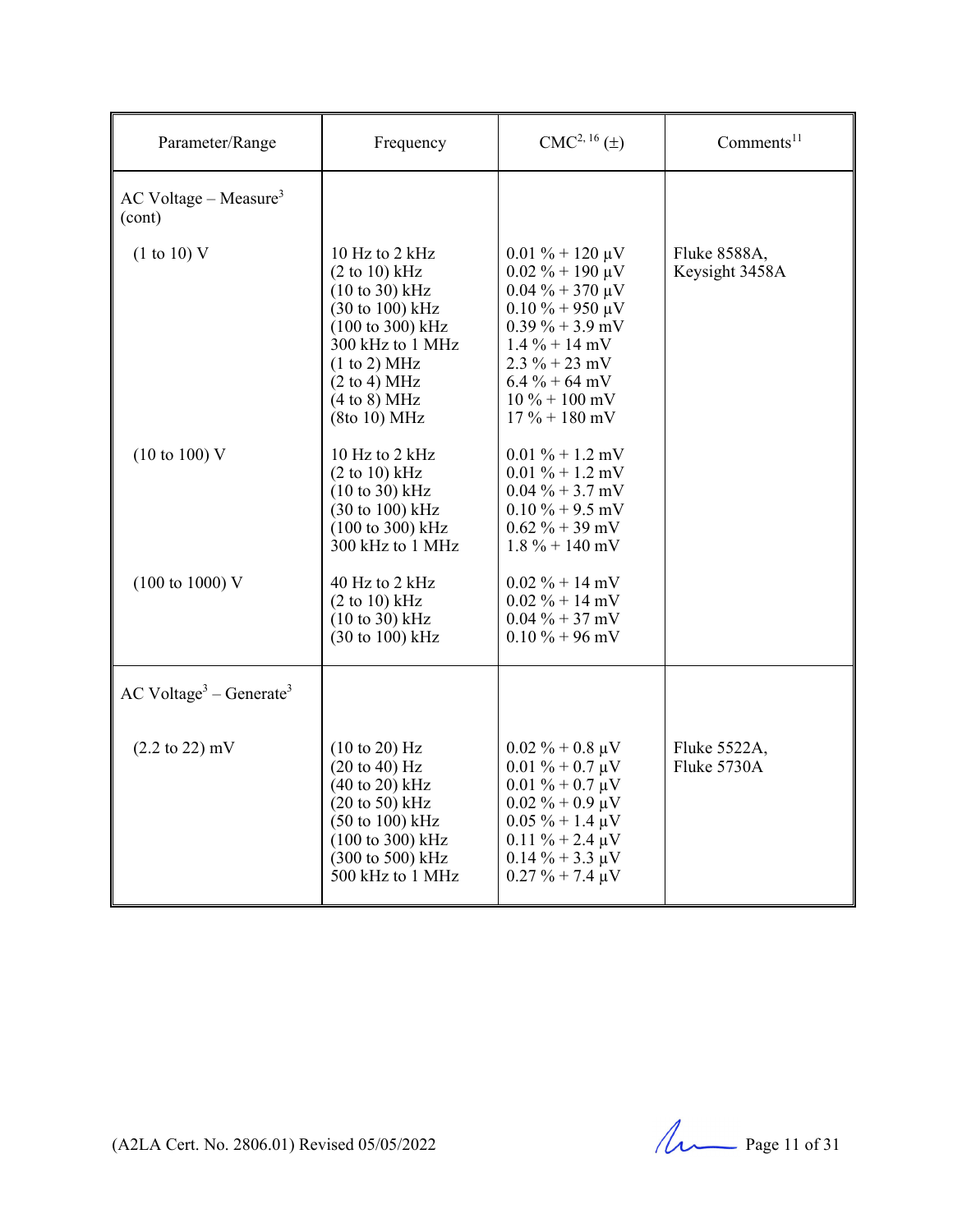| Parameter/Range | Frequency | CMC[2, 16] (±) | Comments[11] |
|---|---|---|---|
| AC Voltage – Measure[3] (cont) | | | |
| (1 to 10) V | 10 Hz to 2 kHz<br>(2 to 10) kHz<br>(10 to 30) kHz<br>(30 to 100) kHz<br>(100 to 300) kHz<br>300 kHz to 1 MHz<br>(1 to 2) MHz<br>(2 to 4) MHz<br>(4 to 8) MHz<br>(8to 10) MHz | 0.01 % + 120 µV<br>0.02 % + 190 µV<br>0.04 % + 370 µV<br>0.10 % + 950 µV<br>0.39 % + 3.9 mV<br>1.4 % + 14 mV<br>2.3 % + 23 mV<br>6.4 % + 64 mV<br>10 % + 100 mV<br>17 % + 180 mV | Fluke 8588A,<br>Keysight 3458A |
| (10 to 100) V | 10 Hz to 2 kHz<br>(2 to 10) kHz<br>(10 to 30) kHz<br>(30 to 100) kHz<br>(100 to 300) kHz<br>300 kHz to 1 MHz | 0.01 % + 1.2 mV<br>0.01 % + 1.2 mV<br>0.04 % + 3.7 mV<br>0.10 % + 9.5 mV<br>0.62 % + 39 mV<br>1.8 % + 140 mV | |
| (100 to 1000) V | 40 Hz to 2 kHz<br>(2 to 10) kHz<br>(10 to 30) kHz<br>(30 to 100) kHz | 0.02 % + 14 mV<br>0.02 % + 14 mV<br>0.04 % + 37 mV<br>0.10 % + 96 mV | |
| AC Voltage[3] – Generate[3] | | | |
| (2.2 to 22) mV | (10 to 20) Hz<br>(20 to 40) Hz<br>(40 to 20) kHz<br>(20 to 50) kHz<br>(50 to 100) kHz<br>(100 to 300) kHz<br>(300 to 500) kHz<br>500 kHz to 1 MHz | 0.02 % + 0.8 µV<br>0.01 % + 0.7 µV<br>0.01 % + 0.7 µV<br>0.02 % + 0.9 µV<br>0.05 % + 1.4 µV<br>0.11 % + 2.4 µV<br>0.14 % + 3.3 µV<br>0.27 % + 7.4 µV | Fluke 5522A,<br>Fluke 5730A |

(A2LA Cert. No. 2806.01) Revised 05/05/2022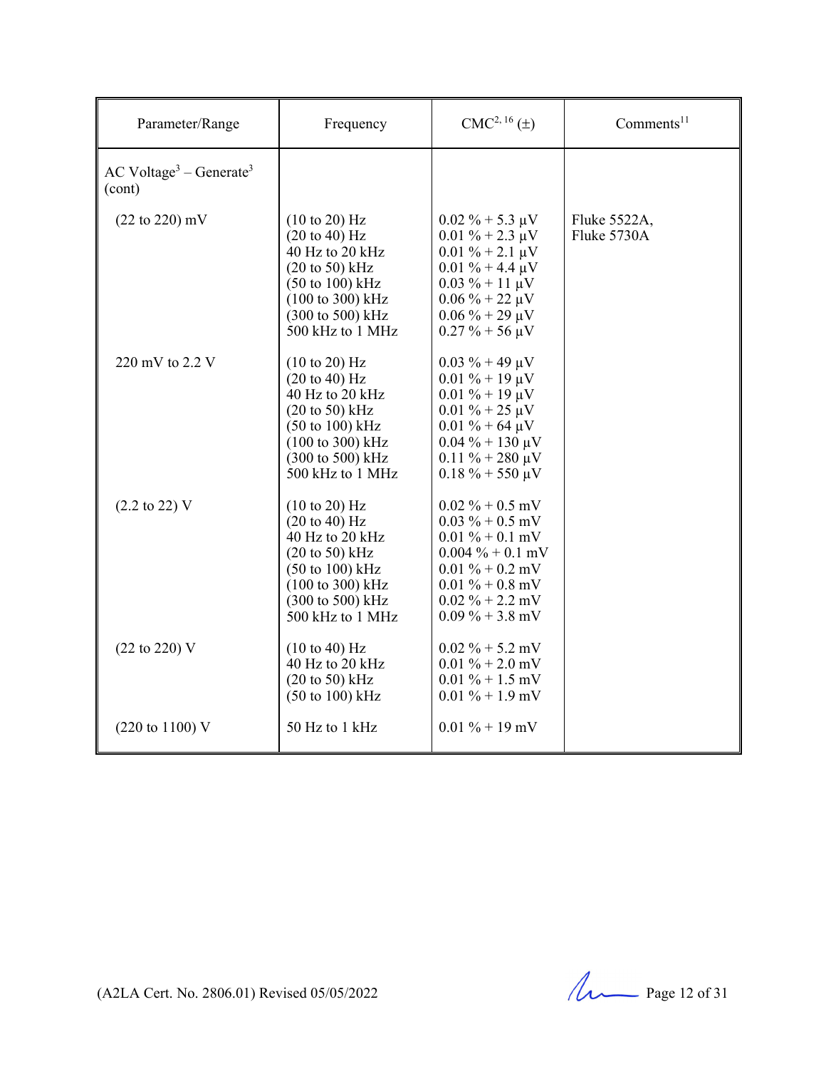| Parameter/Range | Frequency | CMC[2, 16] (±) | Comments[11] |
|---|---|---|---|
| AC Voltage[3] – Generate[3] (cont) | | | |
| (22 to 220) mV | (10 to 20) Hz<br>(20 to 40) Hz<br>40 Hz to 20 kHz<br>(20 to 50) kHz<br>(50 to 100) kHz<br>(100 to 300) kHz<br>(300 to 500) kHz<br>500 kHz to 1 MHz | 0.02 % + 5.3 µV<br>0.01 % + 2.3 µV<br>0.01 % + 2.1 µV<br>0.01 % + 4.4 µV<br>0.03 % + 11 µV<br>0.06 % + 22 µV<br>0.06 % + 29 µV<br>0.27 % + 56 µV | Fluke 5522A,<br>Fluke 5730A |
| 220 mV to 2.2 V | (10 to 20) Hz<br>(20 to 40) Hz<br>40 Hz to 20 kHz<br>(20 to 50) kHz<br>(50 to 100) kHz<br>(100 to 300) kHz<br>(300 to 500) kHz<br>500 kHz to 1 MHz | 0.03 % + 49 µV<br>0.01 % + 19 µV<br>0.01 % + 19 µV<br>0.01 % + 25 µV<br>0.01 % + 64 µV<br>0.04 % + 130 µV<br>0.11 % + 280 µV<br>0.18 % + 550 µV | |
| (2.2 to 22) V | (10 to 20) Hz<br>(20 to 40) Hz<br>40 Hz to 20 kHz<br>(20 to 50) kHz<br>(50 to 100) kHz<br>(100 to 300) kHz<br>(300 to 500) kHz<br>500 kHz to 1 MHz | 0.02 % + 0.5 mV<br>0.03 % + 0.5 mV<br>0.01 % + 0.1 mV<br>0.004 % + 0.1 mV<br>0.01 % + 0.2 mV<br>0.01 % + 0.8 mV<br>0.02 % + 2.2 mV<br>0.09 % + 3.8 mV | |
| (22 to 220) V | (10 to 40) Hz<br>40 Hz to 20 kHz<br>(20 to 50) kHz<br>(50 to 100) kHz | 0.02 % + 5.2 mV<br>0.01 % + 2.0 mV<br>0.01 % + 1.5 mV<br>0.01 % + 1.9 mV | |
| (220 to 1100) V | 50 Hz to 1 kHz | 0.01 % + 19 mV | |

(A2LA Cert. No. 2806.01) Revised 05/05/2022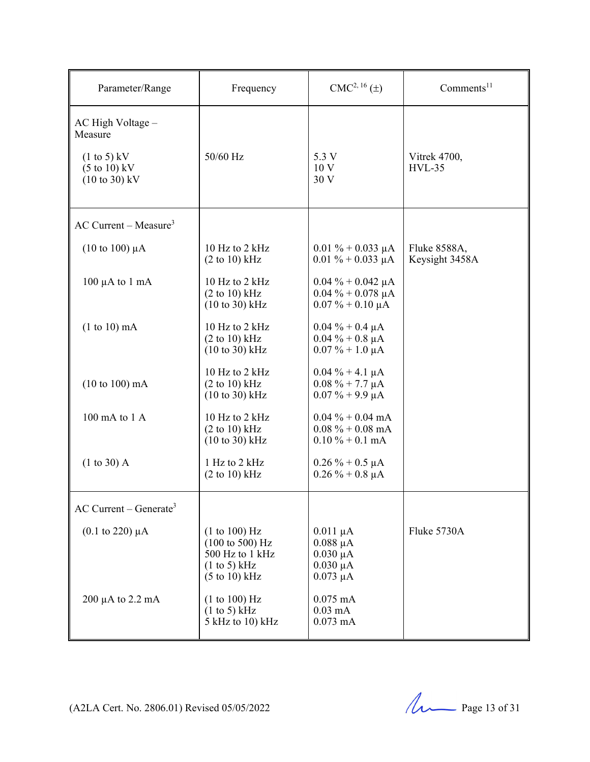| Parameter/Range | Frequency | CMC[2, 16] (±) | Comments[11] |
|---|---|---|---|
| AC High Voltage – Measure | | | |
| (1 to 5) kV<br>(5 to 10) kV<br>(10 to 30) kV | 50/60 Hz | 5.3 V<br>10 V<br>30 V | Vitrek 4700,<br>HVL-35 |
| AC Current – Measure[3] | | | |
| (10 to 100) µA | 10 Hz to 2 kHz<br>(2 to 10) kHz | 0.01 % + 0.033 µA<br>0.01 % + 0.033 µA | Fluke 8588A,<br>Keysight 3458A |
| 100 µA to 1 mA | 10 Hz to 2 kHz<br>(2 to 10) kHz<br>(10 to 30) kHz | 0.04 % + 0.042 µA<br>0.04 % + 0.078 µA<br>0.07 % + 0.10 µA | |
| (1 to 10) mA | 10 Hz to 2 kHz<br>(2 to 10) kHz<br>(10 to 30) kHz | 0.04 % + 0.4 µA<br>0.04 % + 0.8 µA<br>0.07 % + 1.0 µA | |
| (10 to 100) mA | 10 Hz to 2 kHz<br>(2 to 10) kHz<br>(10 to 30) kHz | 0.04 % + 4.1 µA<br>0.08 % + 7.7 µA<br>0.07 % + 9.9 µA | |
| 100 mA to 1 A | 10 Hz to 2 kHz<br>(2 to 10) kHz<br>(10 to 30) kHz | 0.04 % + 0.04 mA<br>0.08 % + 0.08 mA<br>0.10 % + 0.1 mA | |
| (1 to 30) A | 1 Hz to 2 kHz<br>(2 to 10) kHz | 0.26 % + 0.5 µA<br>0.26 % + 0.8 µA | |
| AC Current – Generate[3] | | | |
| (0.1 to 220) µA | (1 to 100) Hz<br>(100 to 500) Hz<br>500 Hz to 1 kHz<br>(1 to 5) kHz<br>(5 to 10) kHz | 0.011 µA<br>0.088 µA<br>0.030 µA<br>0.030 µA<br>0.073 µA | Fluke 5730A |
| 200 µA to 2.2 mA | (1 to 100) Hz<br>(1 to 5) kHz<br>5 kHz to 10) kHz | 0.075 mA<br>0.03 mA<br>0.073 mA | |

(A2LA Cert. No. 2806.01) Revised 05/05/2022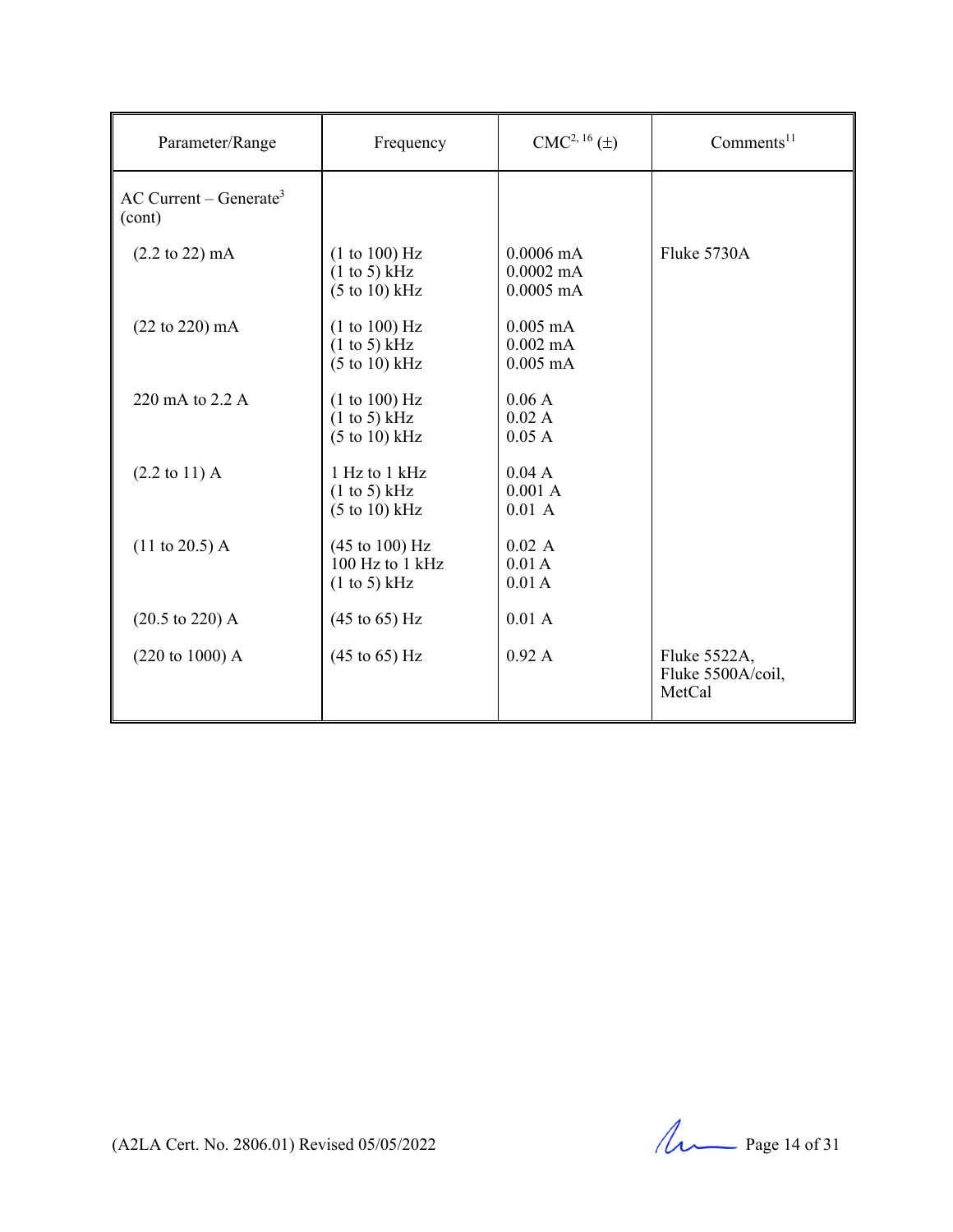| Parameter/Range | Frequency | CMC[2, 16] (±) | Comments[11] |
|---|---|---|---|
| AC Current – Generate[3] (cont) | | | |
| (2.2 to 22) mA | (1 to 100) Hz<br>(1 to 5) kHz<br>(5 to 10) kHz | 0.0006 mA<br>0.0002 mA<br>0.0005 mA | Fluke 5730A |
| (22 to 220) mA | (1 to 100) Hz<br>(1 to 5) kHz<br>(5 to 10) kHz | 0.005 mA<br>0.002 mA<br>0.005 mA | |
| 220 mA to 2.2 A | (1 to 100) Hz<br>(1 to 5) kHz<br>(5 to 10) kHz | 0.06 A<br>0.02 A<br>0.05 A | |
| (2.2 to 11) A | 1 Hz to 1 kHz<br>(1 to 5) kHz<br>(5 to 10) kHz | 0.04 A<br>0.001 A<br>0.01 A | |
| (11 to 20.5) A | (45 to 100) Hz<br>100 Hz to 1 kHz<br>(1 to 5) kHz | 0.02 A<br>0.01 A<br>0.01 A | |
| (20.5 to 220) A | (45 to 65) Hz | 0.01 A | |
| (220 to 1000) A | (45 to 65) Hz | 0.92 A | Fluke 5522A,<br>Fluke 5500A/coil,<br>MetCal |

(A2LA Cert. No. 2806.01) Revised 05/05/2022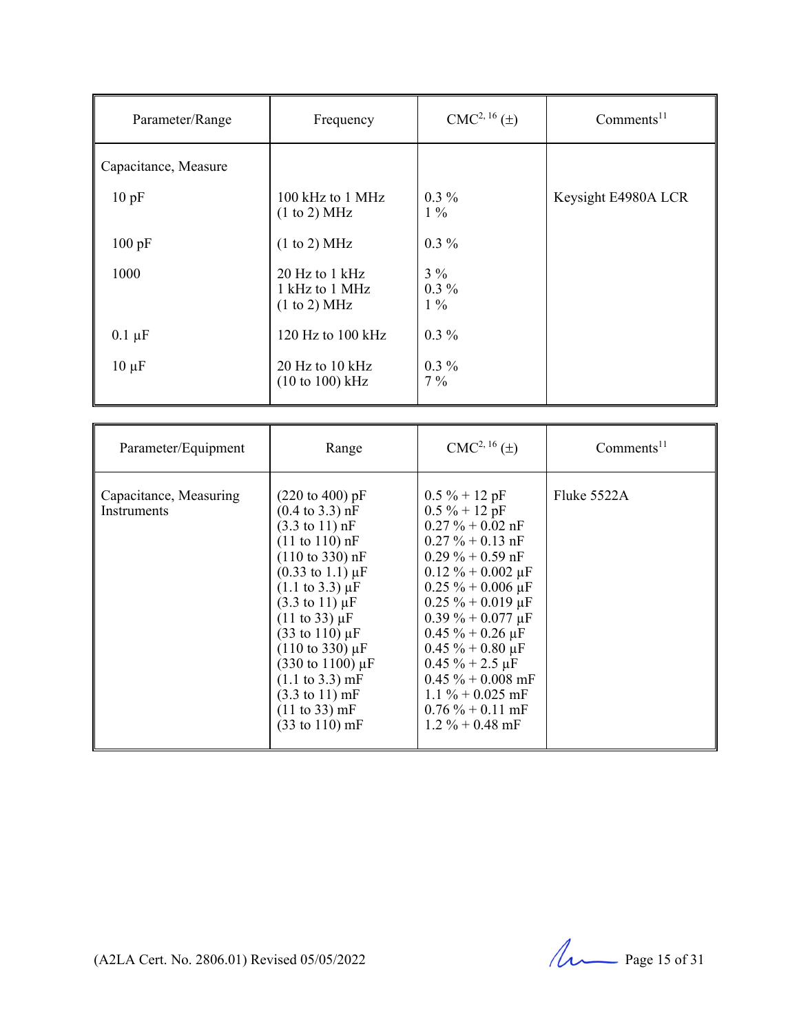| Parameter/Range | Frequency | CMC[2, 16] (±) | Comments[11] |
|---|---|---|---|
| Capacitance, Measure | | | |
| 10 pF | 100 kHz to 1 MHz<br>(1 to 2) MHz | 0.3 %<br>1 % | Keysight E4980A LCR |
| 100 pF | (1 to 2) MHz | 0.3 % | |
| 1000 | 20 Hz to 1 kHz<br>1 kHz to 1 MHz<br>(1 to 2) MHz | 3 %<br>0.3 %<br>1 % | |
| 0.1 µF | 120 Hz to 100 kHz | 0.3 % | |
| 10 µF | 20 Hz to 10 kHz<br>(10 to 100) kHz | 0.3 %<br>7 % | |

| Parameter/Equipment | Range | CMC[2, 16] (±) | Comments[11] |
|---|---|---|---|
| Capacitance, Measuring Instruments | (220 to 400) pF<br>(0.4 to 3.3) nF<br>(3.3 to 11) nF<br>(11 to 110) nF<br>(110 to 330) nF<br>(0.33 to 1.1) µF<br>(1.1 to 3.3) µF<br>(3.3 to 11) µF<br>(11 to 33) µF<br>(33 to 110) µF<br>(110 to 330) µF<br>(330 to 1100) µF<br>(1.1 to 3.3) mF<br>(3.3 to 11) mF<br>(11 to 33) mF<br>(33 to 110) mF | 0.5 % + 12 pF<br>0.5 % + 12 pF<br>0.27 % + 0.02 nF<br>0.27 % + 0.13 nF<br>0.29 % + 0.59 nF<br>0.12 % + 0.002 µF<br>0.25 % + 0.006 µF<br>0.25 % + 0.019 µF<br>0.39 % + 0.077 µF<br>0.45 % + 0.26 µF<br>0.45 % + 0.80 µF<br>0.45 % + 2.5 µF<br>0.45 % + 0.008 mF<br>1.1 % + 0.025 mF<br>0.76 % + 0.11 mF<br>1.2 % + 0.48 mF | Fluke 5522A |

(A2LA Cert. No. 2806.01) Revised 05/05/2022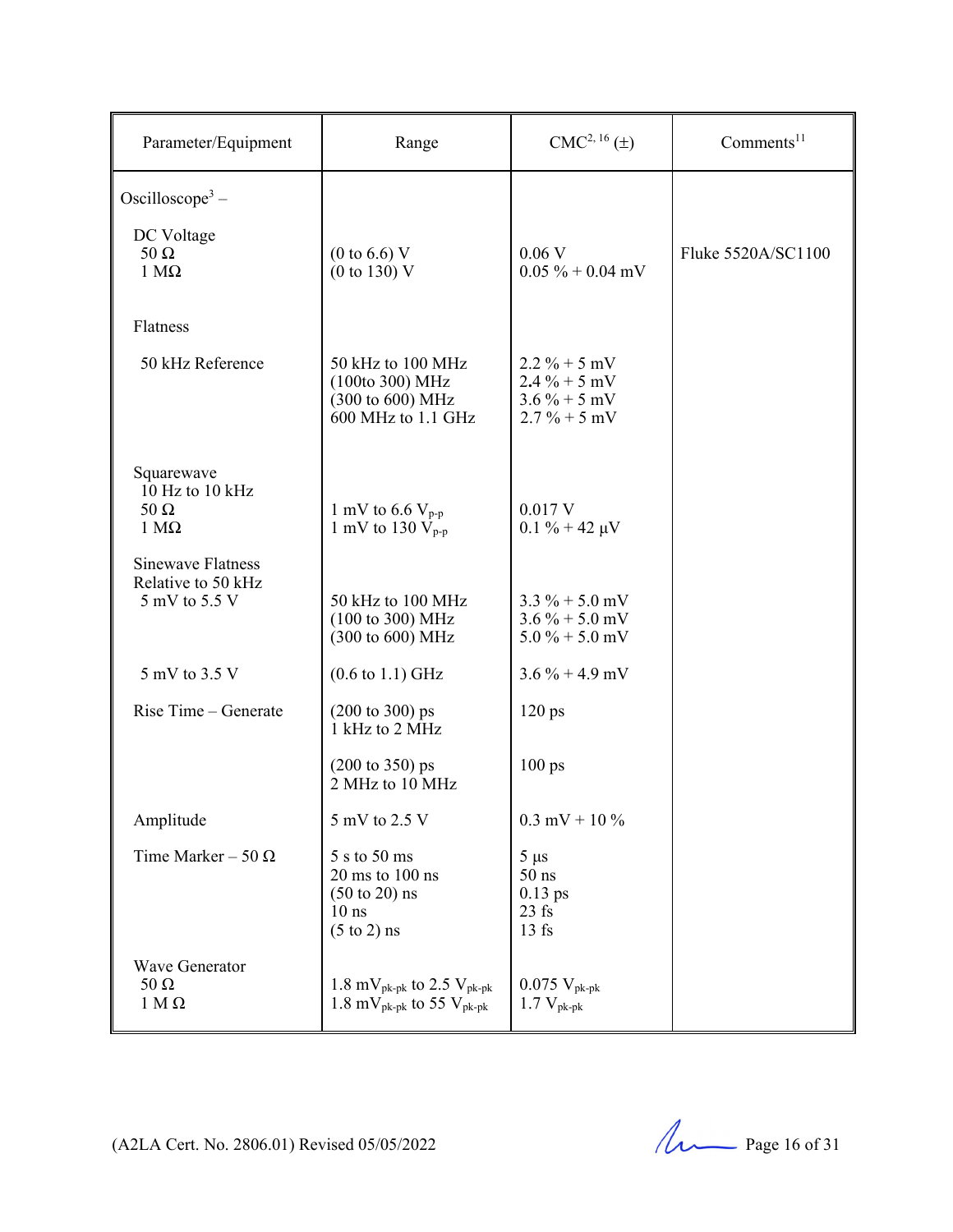| Parameter/Equipment | Range | CMC[2, 16] (±) | Comments[11] |
|---|---|---|---|
| Oscilloscope[3] – | | | |
| DC Voltage | | | |
| 50 Ω | (0 to 6.6) V | 0.06 V | Fluke 5520A/SC1100 |
| 1 MΩ | (0 to 130) V | 0.05 % + 0.04 mV | |
| Flatness | | | |
| 50 kHz Reference | 50 kHz to 100 MHz | 2.2 % + 5 mV | |
| | (100to 300) MHz | 2.4 % + 5 mV | |
| | (300 to 600) MHz | 3.6 % + 5 mV | |
| | 600 MHz to 1.1 GHz | 2.7 % + 5 mV | |
| Squarewave 10 Hz to 10 kHz | | | |
| 50 Ω | 1 mV to 6.6 $V_{p-p}$ | 0.017 V | |
| 1 MΩ | 1 mV to 130 $V_{p-p}$ | 0.1 % + 42 µV | |
| Sinewave Flatness Relative to 50 kHz | | | |
| 5 mV to 5.5 V | 50 kHz to 100 MHz | 3.3 % + 5.0 mV | |
| | (100 to 300) MHz | 3.6 % + 5.0 mV | |
| | (300 to 600) MHz | 5.0 % + 5.0 mV | |
| 5 mV to 3.5 V | (0.6 to 1.1) GHz | 3.6 % + 4.9 mV | |
| Rise Time – Generate | (200 to 300) ps 1 kHz to 2 MHz | 120 ps | |
| | (200 to 350) ps 2 MHz to 10 MHz | 100 ps | |
| Amplitude | 5 mV to 2.5 V | 0.3 mV + 10 % | |
| Time Marker – 50 Ω | 5 s to 50 ms | 5 µs | |
| | 20 ms to 100 ns | 50 ns | |
| | (50 to 20) ns | 0.13 ps | |
| | 10 ns | 23 fs | |
| | (5 to 2) ns | 13 fs | |
| Wave Generator | | | |
| 50 Ω | 1.8 $mV_{pk-pk}$ to 2.5 $V_{pk-pk}$ | 0.075 $V_{pk-pk}$ | |
| 1 M Ω | 1.8 $mV_{pk-pk}$ to 55 $V_{pk-pk}$ | 1.7 $V_{pk-pk}$ | |

(A2LA Cert. No. 2806.01) Revised 05/05/2022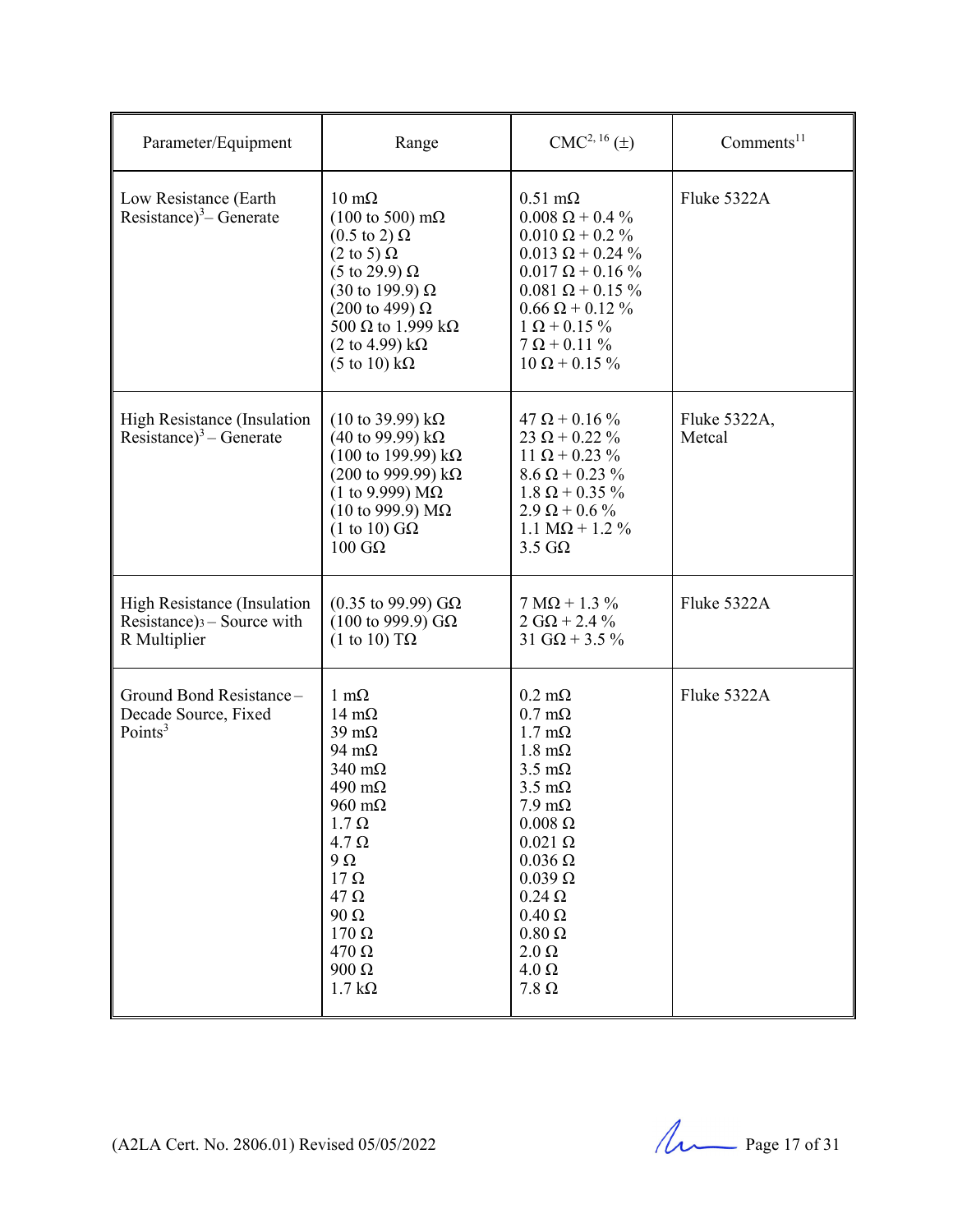| Parameter/Equipment | Range | CMC[2, 16] (±) | Comments[11] |
|---|---|---|---|
| Low Resistance (Earth Resistance)[3] – Generate | 10 mΩ<br>(100 to 500) mΩ<br>(0.5 to 2) Ω<br>(2 to 5) Ω<br>(5 to 29.9) Ω<br>(30 to 199.9) Ω<br>(200 to 499) Ω<br>500 Ω to 1.999 kΩ<br>(2 to 4.99) kΩ<br>(5 to 10) kΩ | 0.51 mΩ<br>0.008 Ω + 0.4 %<br>0.010 Ω + 0.2 %<br>0.013 Ω + 0.24 %<br>0.017 Ω + 0.16 %<br>0.081 Ω + 0.15 %<br>0.66 Ω + 0.12 %<br>1 Ω + 0.15 %<br>7 Ω + 0.11 %<br>10 Ω + 0.15 % | Fluke 5322A |
| High Resistance (Insulation Resistance)[3] – Generate | (10 to 39.99) kΩ<br>(40 to 99.99) kΩ<br>(100 to 199.99) kΩ<br>(200 to 999.99) kΩ<br>(1 to 9.999) MΩ<br>(10 to 999.9) MΩ<br>(1 to 10) GΩ<br>100 GΩ | 47 Ω + 0.16 %<br>23 Ω + 0.22 %<br>11 Ω + 0.23 %<br>8.6 Ω + 0.23 %<br>1.8 Ω + 0.35 %<br>2.9 Ω + 0.6 %<br>1.1 MΩ + 1.2 %<br>3.5 GΩ | Fluke 5322A, Metcal |
| High Resistance (Insulation Resistance)[3] – Source with R Multiplier | (0.35 to 99.99) GΩ<br>(100 to 999.9) GΩ<br>(1 to 10) TΩ | 7 MΩ + 1.3 %<br>2 GΩ + 2.4 %<br>31 GΩ + 3.5 % | Fluke 5322A |
| Ground Bond Resistance – Decade Source, Fixed Points[3] | 1 mΩ<br>14 mΩ<br>39 mΩ<br>94 mΩ<br>340 mΩ<br>490 mΩ<br>960 mΩ<br>1.7 Ω<br>4.7 Ω<br>9 Ω<br>17 Ω<br>47 Ω<br>90 Ω<br>170 Ω<br>470 Ω<br>900 Ω<br>1.7 kΩ | 0.2 mΩ<br>0.7 mΩ<br>1.7 mΩ<br>1.8 mΩ<br>3.5 mΩ<br>3.5 mΩ<br>7.9 mΩ<br>0.008 Ω<br>0.021 Ω<br>0.036 Ω<br>0.039 Ω<br>0.24 Ω<br>0.40 Ω<br>0.80 Ω<br>2.0 Ω<br>4.0 Ω<br>7.8 Ω | Fluke 5322A |

(A2LA Cert. No. 2806.01) Revised 05/05/2022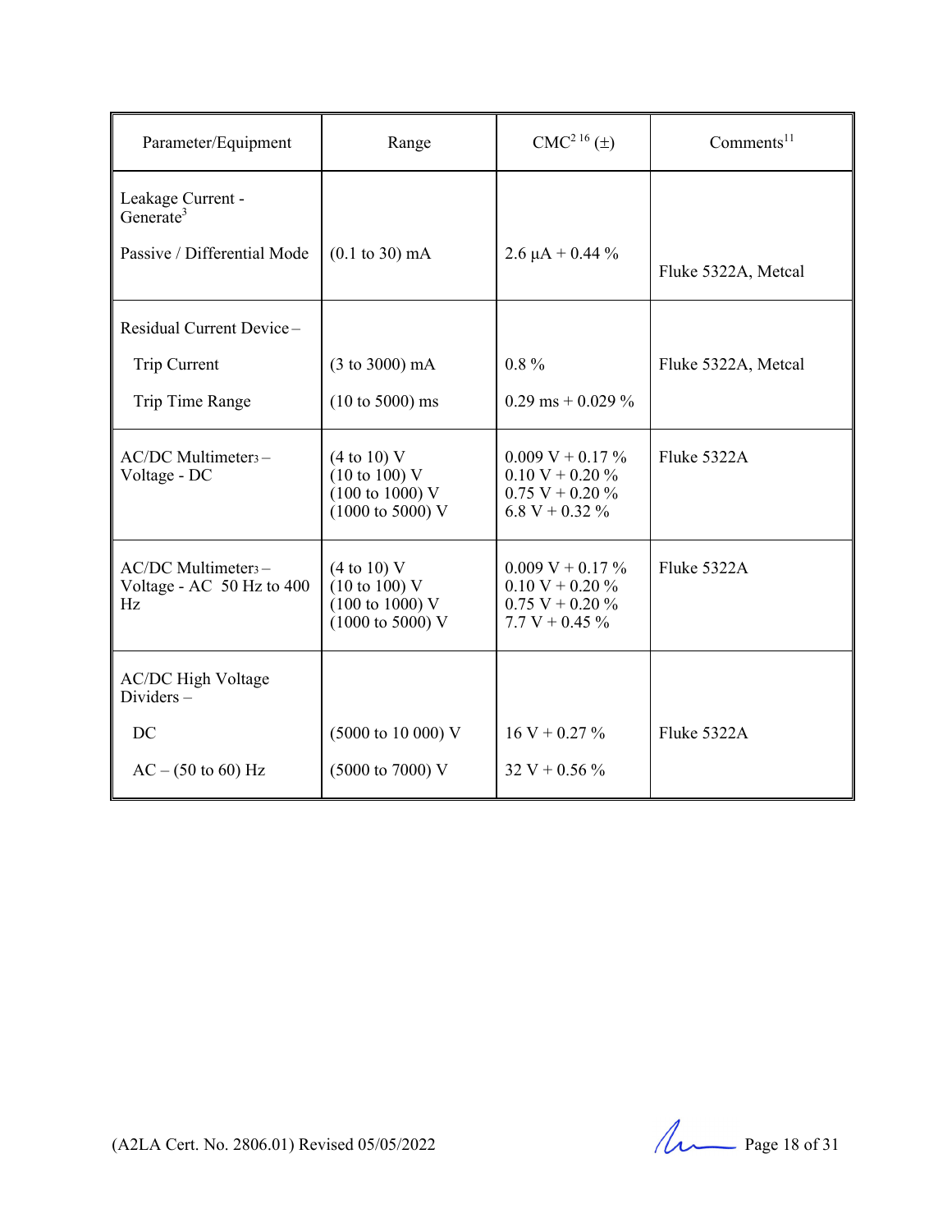| Parameter/Equipment | Range | CMC[2 16] (±) | Comments[11] |
|---|---|---|---|
| Leakage Current - Generate[3] | | | |
| Passive / Differential Mode | (0.1 to 30) mA | 2.6 µA + 0.44 % | Fluke 5322A, Metcal |
| Residual Current Device – | | | |
| Trip Current | (3 to 3000) mA | 0.8 % | Fluke 5322A, Metcal |
| Trip Time Range | (10 to 5000) ms | 0.29 ms + 0.029 % | |
| AC/DC Multimeter[3] – Voltage - DC | (4 to 10) V<br>(10 to 100) V<br>(100 to 1000) V<br>(1000 to 5000) V | 0.009 V + 0.17 %<br>0.10 V + 0.20 %<br>0.75 V + 0.20 %<br>6.8 V + 0.32 % | Fluke 5322A |
| AC/DC Multimeter[3] – Voltage - AC 50 Hz to 400 Hz | (4 to 10) V<br>(10 to 100) V<br>(100 to 1000) V<br>(1000 to 5000) V | 0.009 V + 0.17 %<br>0.10 V + 0.20 %<br>0.75 V + 0.20 %<br>7.7 V + 0.45 % | Fluke 5322A |
| AC/DC High Voltage Dividers – | | | |
| DC | (5000 to 10 000) V | 16 V + 0.27 % | Fluke 5322A |
| AC – (50 to 60) Hz | (5000 to 7000) V | 32 V + 0.56 % | |

(A2LA Cert. No. 2806.01) Revised 05/05/2022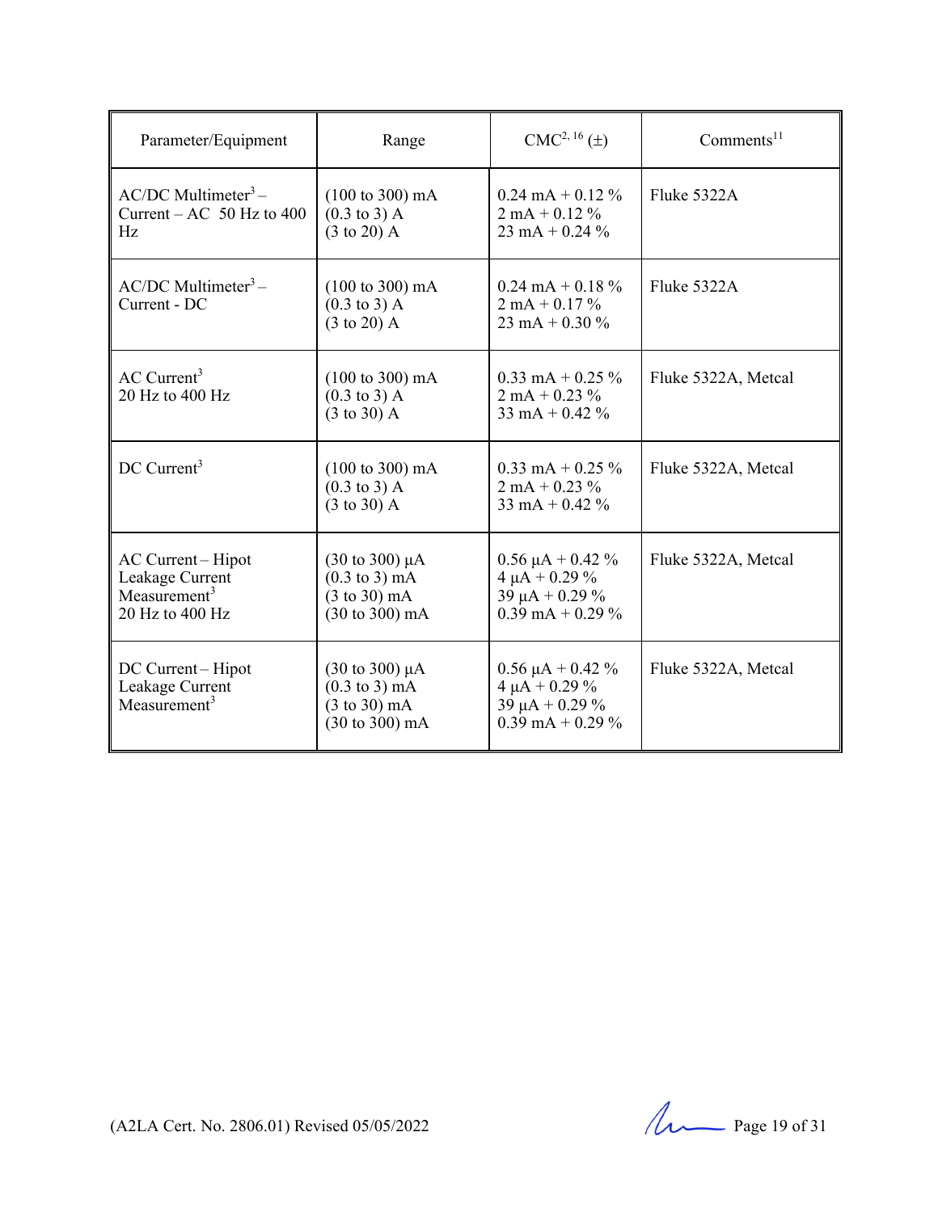| Parameter/Equipment | Range | CMC[2, 16] (±) | Comments[11] |
|---|---|---|---|
| AC/DC Multimeter[3] – Current – AC 50 Hz to 400 Hz | (100 to 300) mA<br>(0.3 to 3) A<br>(3 to 20) A | 0.24 mA + 0.12 %<br>2 mA + 0.12 %<br>23 mA + 0.24 % | Fluke 5322A |
| AC/DC Multimeter[3] – Current - DC | (100 to 300) mA<br>(0.3 to 3) A<br>(3 to 20) A | 0.24 mA + 0.18 %<br>2 mA + 0.17 %<br>23 mA + 0.30 % | Fluke 5322A |
| AC Current[3]<br>20 Hz to 400 Hz | (100 to 300) mA<br>(0.3 to 3) A<br>(3 to 30) A | 0.33 mA + 0.25 %<br>2 mA + 0.23 %<br>33 mA + 0.42 % | Fluke 5322A, Metcal |
| DC Current[3] | (100 to 300) mA<br>(0.3 to 3) A<br>(3 to 30) A | 0.33 mA + 0.25 %<br>2 mA + 0.23 %<br>33 mA + 0.42 % | Fluke 5322A, Metcal |
| AC Current – Hipot Leakage Current Measurement[3]<br>20 Hz to 400 Hz | (30 to 300) µA<br>(0.3 to 3) mA<br>(3 to 30) mA<br>(30 to 300) mA | 0.56 µA + 0.42 %<br>4 µA + 0.29 %<br>39 µA + 0.29 %<br>0.39 mA + 0.29 % | Fluke 5322A, Metcal |
| DC Current – Hipot Leakage Current Measurement[3] | (30 to 300) µA<br>(0.3 to 3) mA<br>(3 to 30) mA<br>(30 to 300) mA | 0.56 µA + 0.42 %<br>4 µA + 0.29 %<br>39 µA + 0.29 %<br>0.39 mA + 0.29 % | Fluke 5322A, Metcal |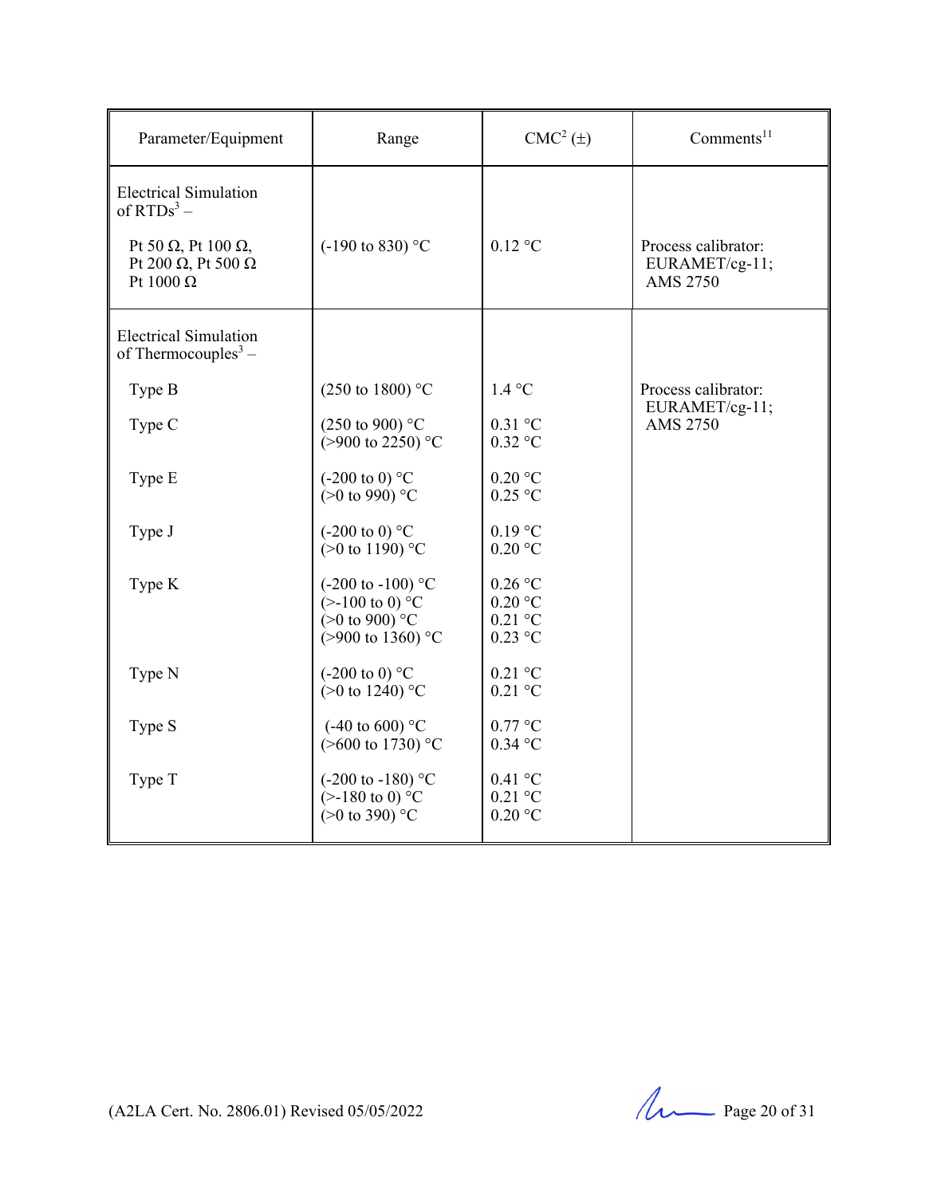| Parameter/Equipment | Range | CMC[2] (±) | Comments[11] |
|---|---|---|---|
| Electrical Simulation of RTDs[3] – | | | |
| Pt 50 Ω, Pt 100 Ω, Pt 200 Ω, Pt 500 Ω Pt 1000 Ω | (-190 to 830) °C | 0.12 °C | Process calibrator: EURAMET/cg-11; AMS 2750 |
| Electrical Simulation of Thermocouples[3] – | | | |
| Type B | (250 to 1800) °C | 1.4 °C | Process calibrator: EURAMET/cg-11; AMS 2750 |
| Type C | (250 to 900) °C<br>(>900 to 2250) °C | 0.31 °C<br>0.32 °C | |
| Type E | (-200 to 0) °C<br>(>0 to 990) °C | 0.20 °C<br>0.25 °C | |
| Type J | (-200 to 0) °C<br>(>0 to 1190) °C | 0.19 °C<br>0.20 °C | |
| Type K | (-200 to -100) °C<br>(>-100 to 0) °C<br>(>0 to 900) °C<br>(>900 to 1360) °C | 0.26 °C<br>0.20 °C<br>0.21 °C<br>0.23 °C | |
| Type N | (-200 to 0) °C<br>(>0 to 1240) °C | 0.21 °C<br>0.21 °C | |
| Type S | (-40 to 600) °C<br>(>600 to 1730) °C | 0.77 °C<br>0.34 °C | |
| Type T | (-200 to -180) °C<br>(>-180 to 0) °C<br>(>0 to 390) °C | 0.41 °C<br>0.21 °C<br>0.20 °C | |

(A2LA Cert. No. 2806.01) Revised 05/05/2022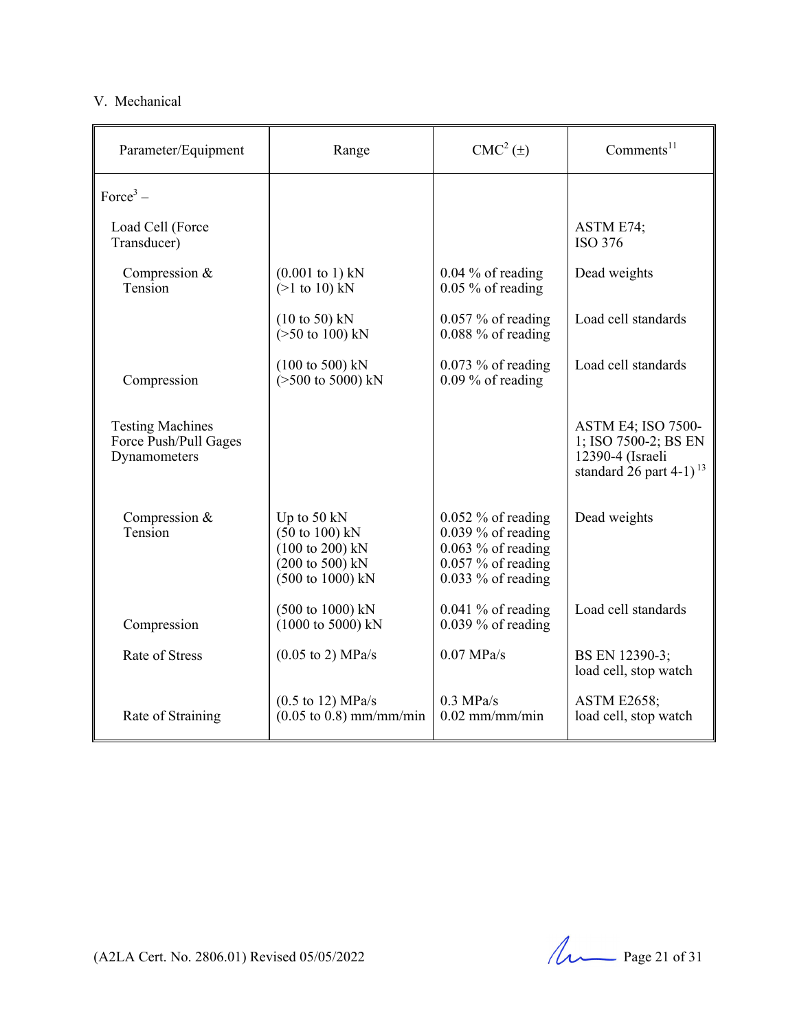V. Mechanical

| Parameter/Equipment | Range | CMC[2] (±) | Comments[11] |
|---|---|---|---|
| Force[3] – | | | |
| Load Cell (Force Transducer) | | | ASTM E74; ISO 376 |
| Compression & Tension | (0.001 to 1) kN<br>(>1 to 10) kN | 0.04 % of reading<br>0.05 % of reading | Dead weights |
| | (10 to 50) kN<br>(>50 to 100) kN | 0.057 % of reading<br>0.088 % of reading | Load cell standards |
| Compression | (100 to 500) kN<br>(>500 to 5000) kN | 0.073 % of reading<br>0.09 % of reading | Load cell standards |
| Testing Machines Force Push/Pull Gages Dynamometers | | | ASTM E4; ISO 7500-1; ISO 7500-2; BS EN 12390-4 (Israeli standard 26 part 4-1)[13] |
| Compression & Tension | Up to 50 kN<br>(50 to 100) kN<br>(100 to 200) kN<br>(200 to 500) kN<br>(500 to 1000) kN | 0.052 % of reading<br>0.039 % of reading<br>0.063 % of reading<br>0.057 % of reading<br>0.033 % of reading | Dead weights |
| Compression | (500 to 1000) kN<br>(1000 to 5000) kN | 0.041 % of reading<br>0.039 % of reading | Load cell standards |
| Rate of Stress | (0.05 to 2) MPa/s | 0.07 MPa/s | BS EN 12390-3; load cell, stop watch |
| Rate of Straining | (0.5 to 12) MPa/s<br>(0.05 to 0.8) mm/mm/min | 0.3 MPa/s<br>0.02 mm/mm/min | ASTM E2658; load cell, stop watch |

(A2LA Cert. No. 2806.01) Revised 05/05/2022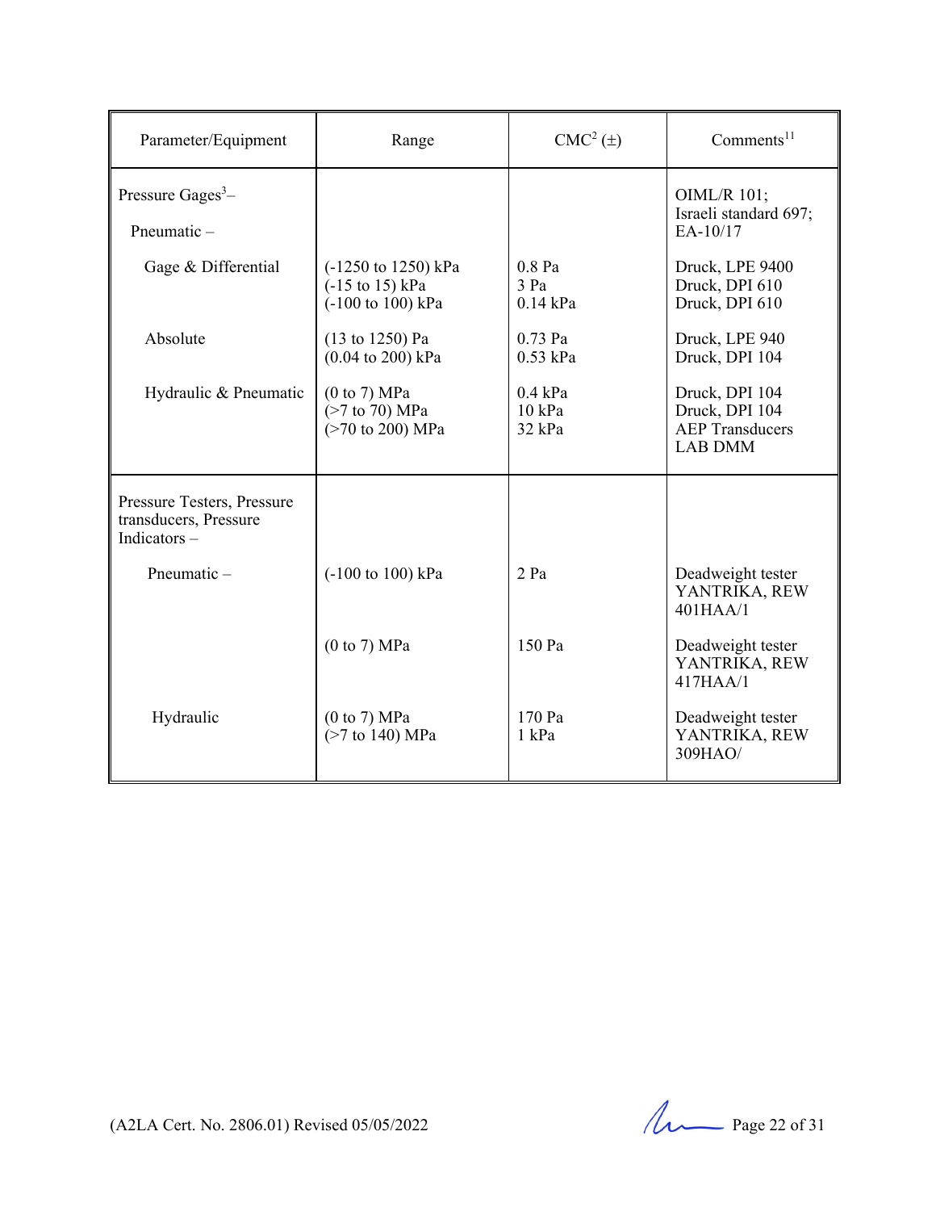| Parameter/Equipment | Range | CMC[2] (±) | Comments[11] |
|---|---|---|---|
| Pressure Gages[3] – | | | OIML/R 101; Israeli standard 697; EA-10/17 |
| Pneumatic – | | | |
| Gage & Differential | (-1250 to 1250) kPa<br>(-15 to 15) kPa<br>(-100 to 100) kPa | 0.8 Pa<br>3 Pa<br>0.14 kPa | Druck, LPE 9400<br>Druck, DPI 610<br>Druck, DPI 610 |
| Absolute | (13 to 1250) Pa<br>(0.04 to 200) kPa | 0.73 Pa<br>0.53 kPa | Druck, LPE 940<br>Druck, DPI 104 |
| Hydraulic & Pneumatic | (0 to 7) MPa<br>(>7 to 70) MPa<br>(>70 to 200) MPa | 0.4 kPa<br>10 kPa<br>32 kPa | Druck, DPI 104<br>Druck, DPI 104<br>AEP Transducers<br>LAB DMM |
| Pressure Testers, Pressure transducers, Pressure Indicators – | | | |
| Pneumatic – | (-100 to 100) kPa | 2 Pa | Deadweight tester YANTRIKA, REW 401HAA/1 |
| | (0 to 7) MPa | 150 Pa | Deadweight tester YANTRIKA, REW 417HAA/1 |
| Hydraulic | (0 to 7) MPa<br>(>7 to 140) MPa | 170 Pa<br>1 kPa | Deadweight tester YANTRIKA, REW 309HAO/ |

(A2LA Cert. No. 2806.01) Revised 05/05/2022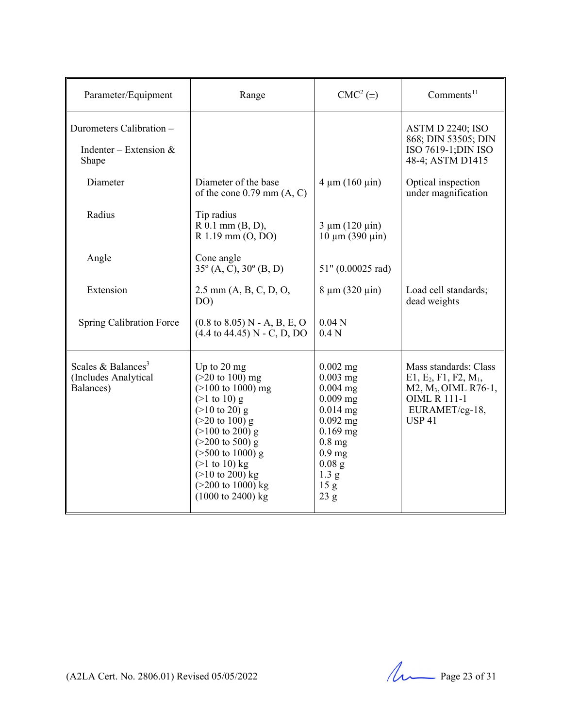| Parameter/Equipment | Range | CMC[2] (±) | Comments[11] |
|---|---|---|---|
| Durometers Calibration – Indenter – Extension & Shape | | | ASTM D 2240; ISO 868; DIN 53505; DIN ISO 7619-1;DIN ISO 48-4; ASTM D1415 |
| Diameter | Diameter of the base of the cone 0.79 mm (A, C) | 4 µm (160 µin) | Optical inspection under magnification |
| Radius | Tip radius<br>R 0.1 mm (B, D),<br>R 1.19 mm (O, DO) | <br>3 µm (120 µin)<br>10 µm (390 µin) | |
| Angle | Cone angle<br>35º (A, C), 30º (B, D) | <br>51" (0.00025 rad) | |
| Extension | 2.5 mm (A, B, C, D, O, DO) | 8 µm (320 µin) | Load cell standards; dead weights |
| Spring Calibration Force | (0.8 to 8.05) N - A, B, E, O<br>(4.4 to 44.45) N - C, D, DO | 0.04 N<br>0.4 N | |
| Scales & Balances[3] (Includes Analytical Balances) | Up to 20 mg<br>(>20 to 100) mg<br>(>100 to 1000) mg<br>(>1 to 10) g<br>(>10 to 20) g<br>(>20 to 100) g<br>(>100 to 200) g<br>(>200 to 500) g<br>(>500 to 1000) g<br>(>1 to 10) kg<br>(>10 to 200) kg<br>(>200 to 1000) kg<br>(1000 to 2400) kg | 0.002 mg<br>0.003 mg<br>0.004 mg<br>0.009 mg<br>0.014 mg<br>0.092 mg<br>0.169 mg<br>0.8 mg<br>0.9 mg<br>0.08 g<br>1.3 g<br>15 g<br>23 g | Mass standards: Class E1, $E_2$, F1, F2, $M_1$, M2, $M_3$, OIML R76-1, OIML R 111-1 EURAMET/cg-18, USP 41 |

(A2LA Cert. No. 2806.01) Revised 05/05/2022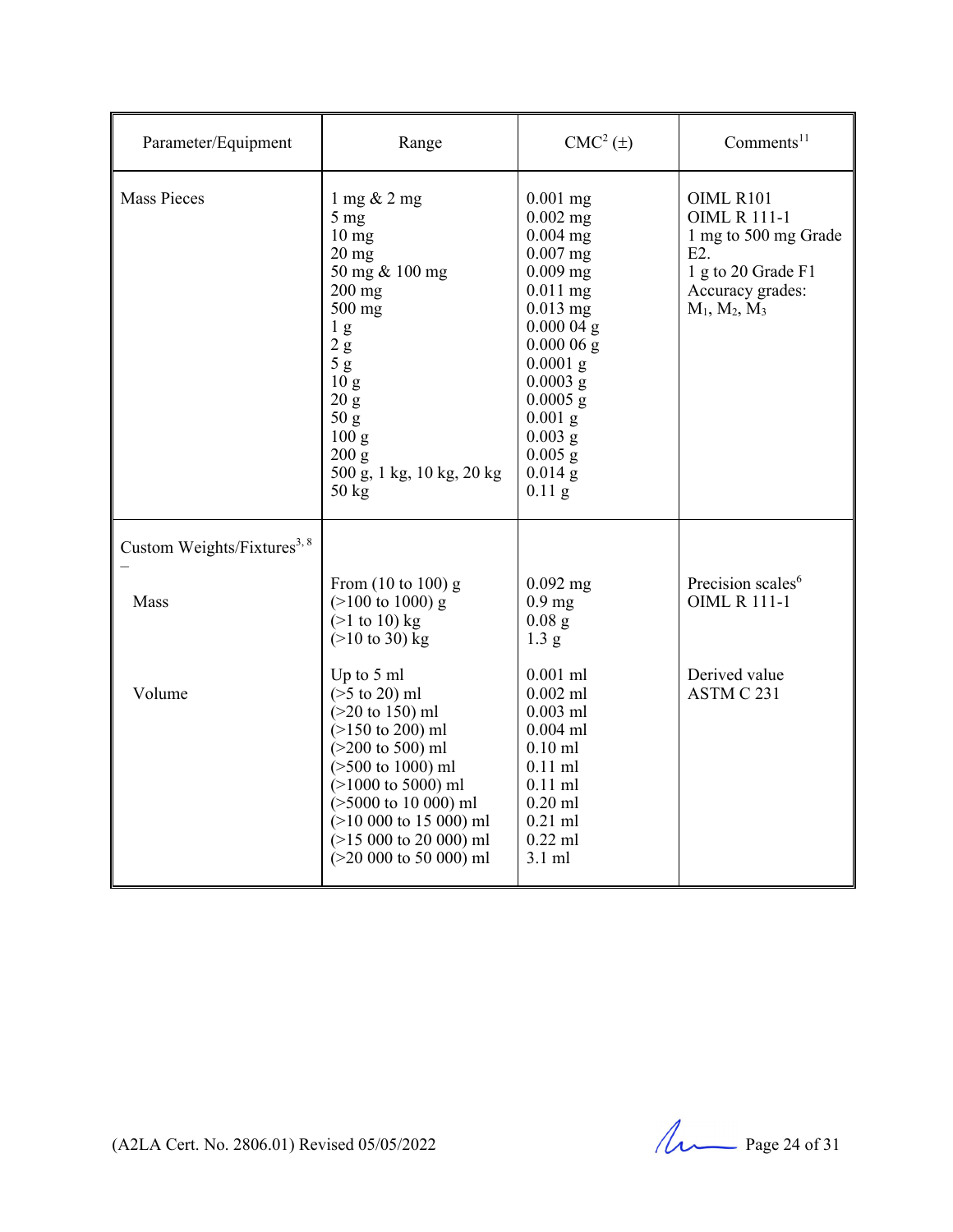| Parameter/Equipment | Range | CMC[2] (±) | Comments[11] |
|---|---|---|---|
| Mass Pieces | 1 mg & 2 mg<br>5 mg<br>10 mg<br>20 mg<br>50 mg & 100 mg<br>200 mg<br>500 mg<br>1 g<br>2 g<br>5 g<br>10 g<br>20 g<br>50 g<br>100 g<br>200 g<br>500 g, 1 kg, 10 kg, 20 kg<br>50 kg | 0.001 mg<br>0.002 mg<br>0.004 mg<br>0.007 mg<br>0.009 mg<br>0.011 mg<br>0.013 mg<br>0.000 04 g<br>0.000 06 g<br>0.0001 g<br>0.0003 g<br>0.0005 g<br>0.001 g<br>0.003 g<br>0.005 g<br>0.014 g<br>0.11 g | OIML R101<br>OIML R 111-1<br>1 mg to 500 mg Grade E2.<br>1 g to 20 Grade F1<br>Accuracy grades: $M_1$, $M_2$, $M_3$ |
| Custom Weights/Fixtures[3, 8] – | | | |
| Mass | From (10 to 100) g<br>(>100 to 1000) g<br>(>1 to 10) kg<br>(>10 to 30) kg | 0.092 mg<br>0.9 mg<br>0.08 g<br>1.3 g | Precision scales[6]<br>OIML R 111-1 |
| Volume | Up to 5 ml<br>(>5 to 20) ml<br>(>20 to 150) ml<br>(>150 to 200) ml<br>(>200 to 500) ml<br>(>500 to 1000) ml<br>(>1000 to 5000) ml<br>(>5000 to 10 000) ml<br>(>10 000 to 15 000) ml<br>(>15 000 to 20 000) ml<br>(>20 000 to 50 000) ml | 0.001 ml<br>0.002 ml<br>0.003 ml<br>0.004 ml<br>0.10 ml<br>0.11 ml<br>0.11 ml<br>0.20 ml<br>0.21 ml<br>0.22 ml<br>3.1 ml | Derived value<br>ASTM C 231 |

(A2LA Cert. No. 2806.01) Revised 05/05/2022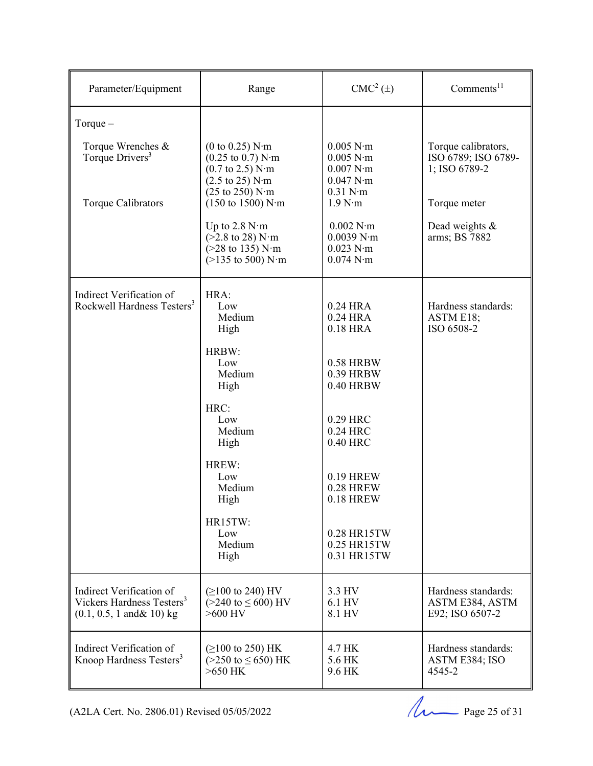| Parameter/Equipment | Range | CMC[2] (±) | Comments[11] |
|---|---|---|---|
| Torque – | | | |
| Torque Wrenches & Torque Drivers[3] | (0 to 0.25) N·m<br>(0.25 to 0.7) N·m<br>(0.7 to 2.5) N·m<br>(2.5 to 25) N·m<br>(25 to 250) N·m | 0.005 N·m<br>0.005 N·m<br>0.007 N·m<br>0.047 N·m<br>0.31 N·m | Torque calibrators, ISO 6789; ISO 6789-1; ISO 6789-2 |
| Torque Calibrators | (150 to 1500) N·m | 1.9 N·m | Torque meter |
| | Up to 2.8 N·m<br>(>2.8 to 28) N·m<br>(>28 to 135) N·m<br>(>135 to 500) N·m | 0.002 N·m<br>0.0039 N·m<br>0.023 N·m<br>0.074 N·m | Dead weights & arms; BS 7882 |
| Indirect Verification of Rockwell Hardness Testers[3] | HRA:<br>Low<br>Medium<br>High | <br>0.24 HRA<br>0.24 HRA<br>0.18 HRA | Hardness standards: ASTM E18; ISO 6508-2 |
| | HRBW:<br>Low<br>Medium<br>High | <br>0.58 HRBW<br>0.39 HRBW<br>0.40 HRBW | |
| | HRC:<br>Low<br>Medium<br>High | <br>0.29 HRC<br>0.24 HRC<br>0.40 HRC | |
| | HREW:<br>Low<br>Medium<br>High | <br>0.19 HREW<br>0.28 HREW<br>0.18 HREW | |
| | HR15TW:<br>Low<br>Medium<br>High | <br>0.28 HR15TW<br>0.25 HR15TW<br>0.31 HR15TW | |
| Indirect Verification of Vickers Hardness Testers[3] (0.1, 0.5, 1 and& 10) kg | (≥100 to 240) HV<br>(>240 to ≤ 600) HV<br>>600 HV | 3.3 HV<br>6.1 HV<br>8.1 HV | Hardness standards: ASTM E384, ASTM E92; ISO 6507-2 |
| Indirect Verification of Knoop Hardness Testers[3] | (≥100 to 250) HK<br>(>250 to ≤ 650) HK<br>>650 HK | 4.7 HK<br>5.6 HK<br>9.6 HK | Hardness standards: ASTM E384; ISO 4545-2 |

(A2LA Cert. No. 2806.01) Revised 05/05/2022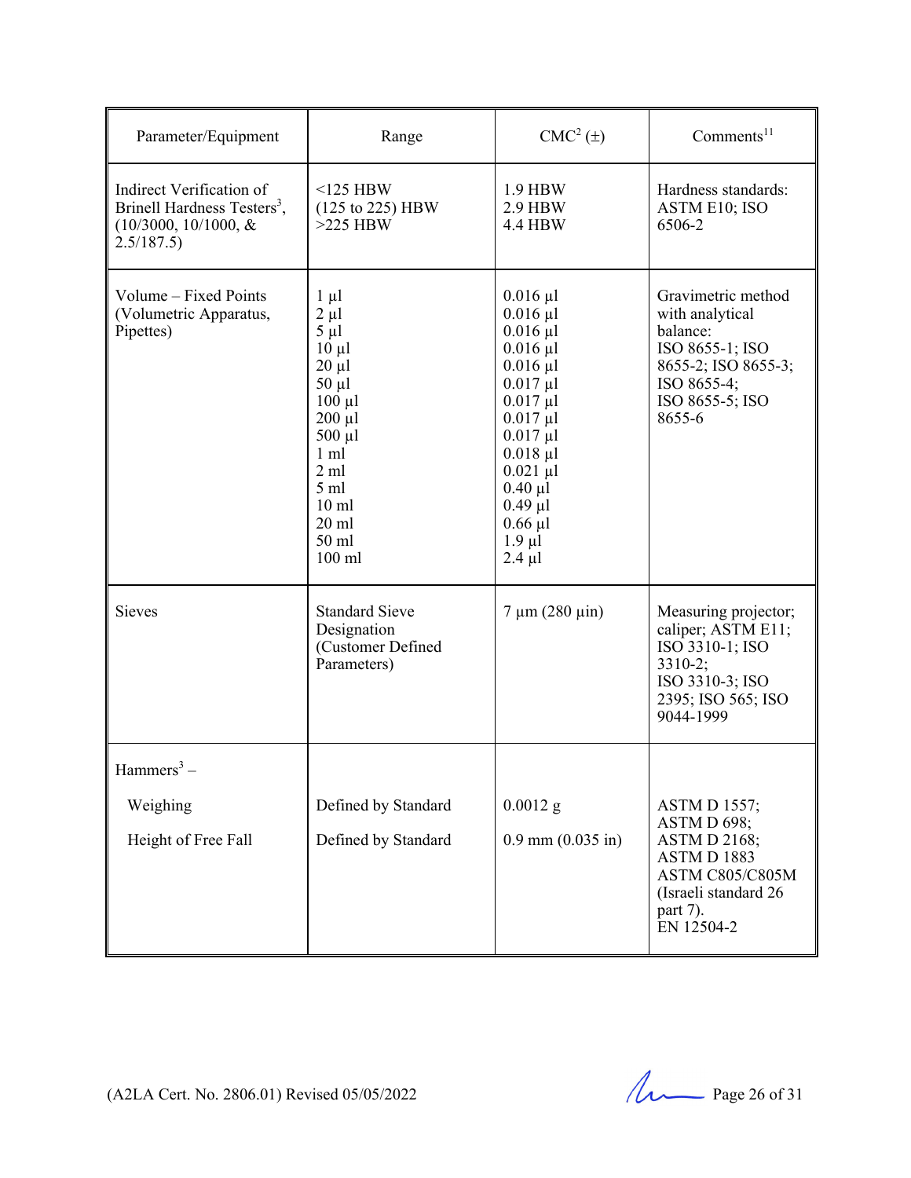| Parameter/Equipment | Range | CMC[2] (±) | Comments[11] |
|---|---|---|---|
| Indirect Verification of Brinell Hardness Testers[3], (10/3000, 10/1000, & 2.5/187.5) | <125 HBW<br>(125 to 225) HBW<br>>225 HBW | 1.9 HBW<br>2.9 HBW<br>4.4 HBW | Hardness standards: ASTM E10; ISO 6506-2 |
| Volume – Fixed Points (Volumetric Apparatus, Pipettes) | 1 µl<br>2 µl<br>5 µl<br>10 µl<br>20 µl<br>50 µl<br>100 µl<br>200 µl<br>500 µl<br>1 ml<br>2 ml<br>5 ml<br>10 ml<br>20 ml<br>50 ml<br>100 ml | 0.016 µl<br>0.016 µl<br>0.016 µl<br>0.016 µl<br>0.016 µl<br>0.017 µl<br>0.017 µl<br>0.017 µl<br>0.017 µl<br>0.018 µl<br>0.021 µl<br>0.40 µl<br>0.49 µl<br>0.66 µl<br>1.9 µl<br>2.4 µl | Gravimetric method with analytical balance:<br>ISO 8655-1; ISO 8655-2; ISO 8655-3; ISO 8655-4;<br>ISO 8655-5; ISO 8655-6 |
| Sieves | Standard Sieve Designation (Customer Defined Parameters) | 7 µm (280 µin) | Measuring projector; caliper; ASTM E11; ISO 3310-1; ISO 3310-2;<br>ISO 3310-3; ISO 2395; ISO 565; ISO 9044-1999 |
| Hammers[3] –<br><br>Weighing<br><br>Height of Free Fall | <br><br>Defined by Standard<br><br>Defined by Standard | <br><br>0.0012 g<br><br>0.9 mm (0.035 in) | ASTM D 1557; ASTM D 698; ASTM D 2168; ASTM D 1883<br>ASTM C805/C805M (Israeli standard 26 part 7).<br>EN 12504-2 |

(A2LA Cert. No. 2806.01) Revised 05/05/2022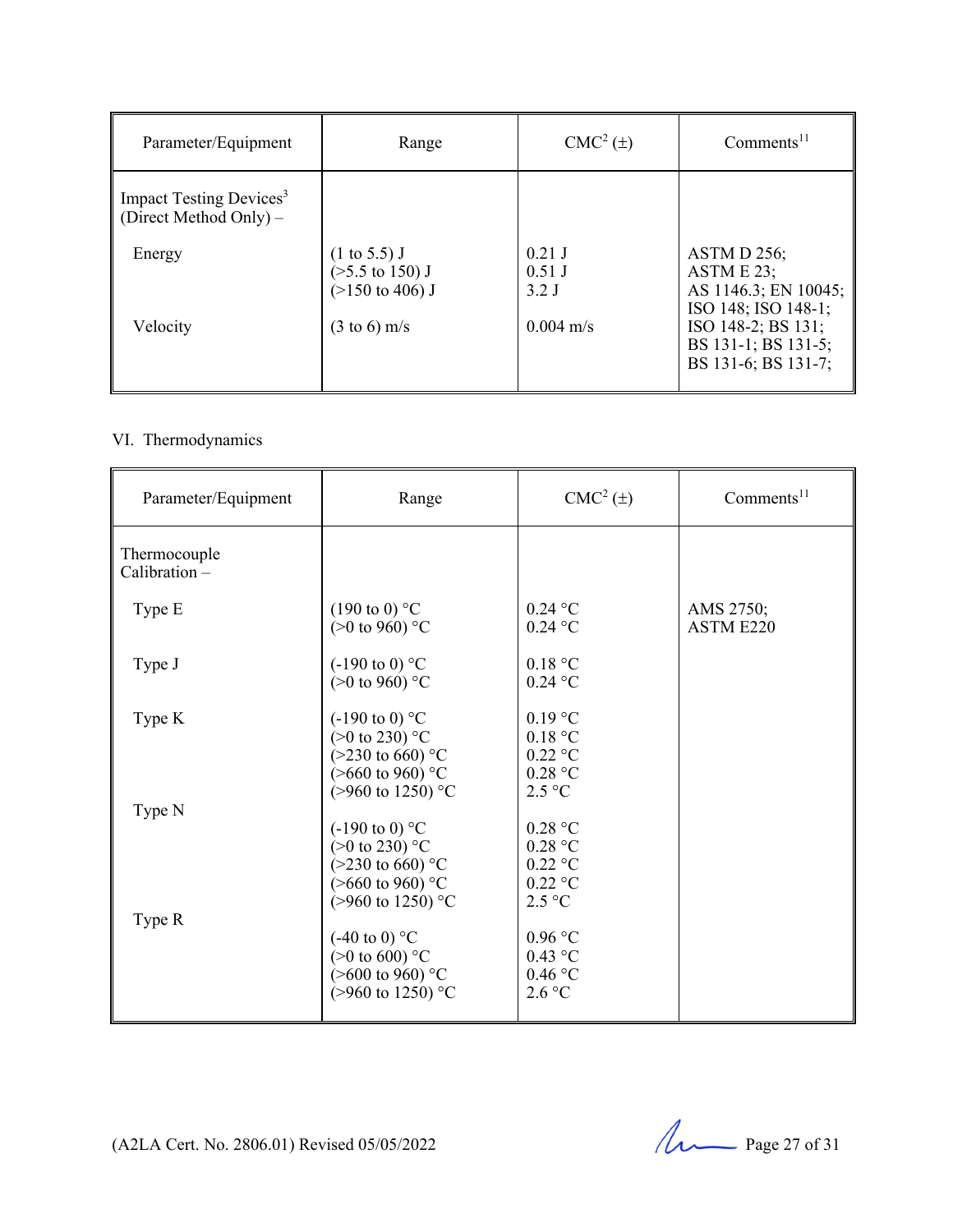| Parameter/Equipment | Range | CMC[2] (±) | Comments[11] |
|---|---|---|---|
| Impact Testing Devices[3] (Direct Method Only) – | | | |
| Energy | (1 to 5.5) J<br>(>5.5 to 150) J<br>(>150 to 406) J | 0.21 J<br>0.51 J<br>3.2 J | ASTM D 256;<br>ASTM E 23;<br>AS 1146.3; EN 10045;<br>ISO 148; ISO 148-1;<br>ISO 148-2; BS 131;<br>BS 131-1; BS 131-5;<br>BS 131-6; BS 131-7; |
| Velocity | (3 to 6) m/s | 0.004 m/s | |

VI. Thermodynamics

| Parameter/Equipment | Range | CMC[2] (±) | Comments[11] |
|---|---|---|---|
| Thermocouple Calibration – | | | |
| Type E | (190 to 0) °C<br>(>0 to 960) °C | 0.24 °C<br>0.24 °C | AMS 2750;<br>ASTM E220 |
| Type J | (-190 to 0) °C<br>(>0 to 960) °C | 0.18 °C<br>0.24 °C | |
| Type K | (-190 to 0) °C<br>(>0 to 230) °C<br>(>230 to 660) °C<br>(>660 to 960) °C<br>(>960 to 1250) °C | 0.19 °C<br>0.18 °C<br>0.22 °C<br>0.28 °C<br>2.5 °C | |
| Type N | (-190 to 0) °C<br>(>0 to 230) °C<br>(>230 to 660) °C<br>(>660 to 960) °C<br>(>960 to 1250) °C | 0.28 °C<br>0.28 °C<br>0.22 °C<br>0.22 °C<br>2.5 °C | |
| Type R | (-40 to 0) °C<br>(>0 to 600) °C<br>(>600 to 960) °C<br>(>960 to 1250) °C | 0.96 °C<br>0.43 °C<br>0.46 °C<br>2.6 °C | |

(A2LA Cert. No. 2806.01) Revised 05/05/2022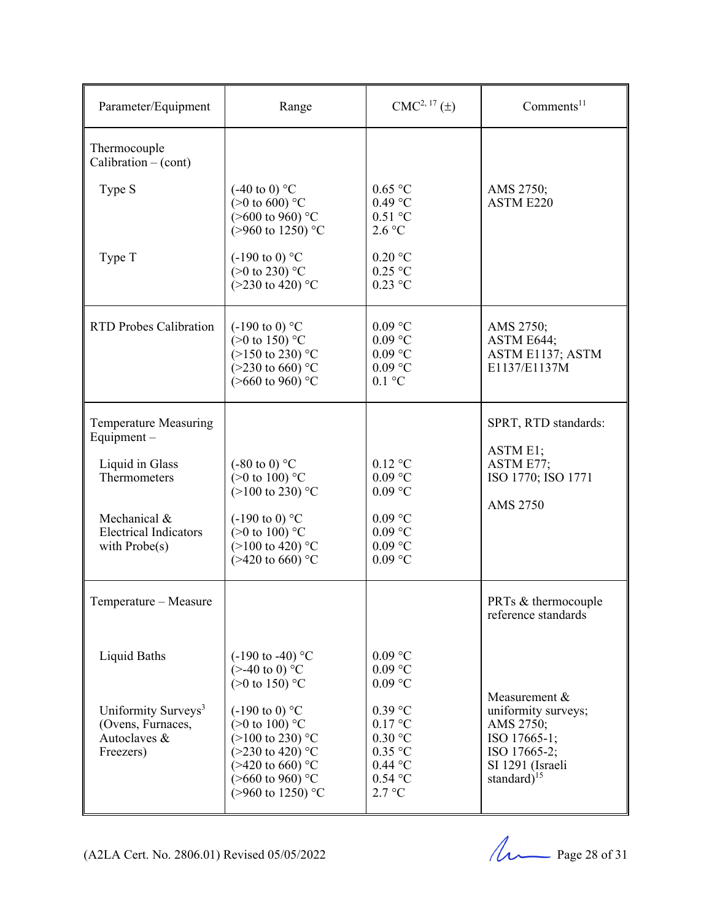| Parameter/Equipment | Range | CMC[2, 17] (±) | Comments[11] |
|---|---|---|---|
| Thermocouple Calibration – (cont) | | | |
| Type S | (-40 to 0) °C<br>(>0 to 600) °C<br>(>600 to 960) °C<br>(>960 to 1250) °C | 0.65 °C<br>0.49 °C<br>0.51 °C<br>2.6 °C | AMS 2750;<br>ASTM E220 |
| Type T | (-190 to 0) °C<br>(>0 to 230) °C<br>(>230 to 420) °C | 0.20 °C<br>0.25 °C<br>0.23 °C | |
| RTD Probes Calibration | (-190 to 0) °C<br>(>0 to 150) °C<br>(>150 to 230) °C<br>(>230 to 660) °C<br>(>660 to 960) °C | 0.09 °C<br>0.09 °C<br>0.09 °C<br>0.09 °C<br>0.1 °C | AMS 2750;<br>ASTM E644;<br>ASTM E1137; ASTM E1137/E1137M |
| Temperature Measuring Equipment – | | | SPRT, RTD standards: |
| Liquid in Glass Thermometers | (-80 to 0) °C<br>(>0 to 100) °C<br>(>100 to 230) °C | 0.12 °C<br>0.09 °C<br>0.09 °C | ASTM E1;<br>ASTM E77;<br>ISO 1770; ISO 1771 |
| Mechanical & Electrical Indicators with Probe(s) | (-190 to 0) °C<br>(>0 to 100) °C<br>(>100 to 420) °C<br>(>420 to 660) °C | 0.09 °C<br>0.09 °C<br>0.09 °C<br>0.09 °C | AMS 2750 |
| Temperature – Measure | | | PRTs & thermocouple reference standards |
| Liquid Baths | (-190 to -40) °C<br>(>-40 to 0) °C<br>(>0 to 150) °C | 0.09 °C<br>0.09 °C<br>0.09 °C | |
| Uniformity Surveys[3] (Ovens, Furnaces, Autoclaves & Freezers) | (-190 to 0) °C<br>(>0 to 100) °C<br>(>100 to 230) °C<br>(>230 to 420) °C<br>(>420 to 660) °C<br>(>660 to 960) °C<br>(>960 to 1250) °C | 0.39 °C<br>0.17 °C<br>0.30 °C<br>0.35 °C<br>0.44 °C<br>0.54 °C<br>2.7 °C | Measurement & uniformity surveys;<br>AMS 2750;<br>ISO 17665-1;<br>ISO 17665-2;<br>SI 1291 (Israeli standard)[15] |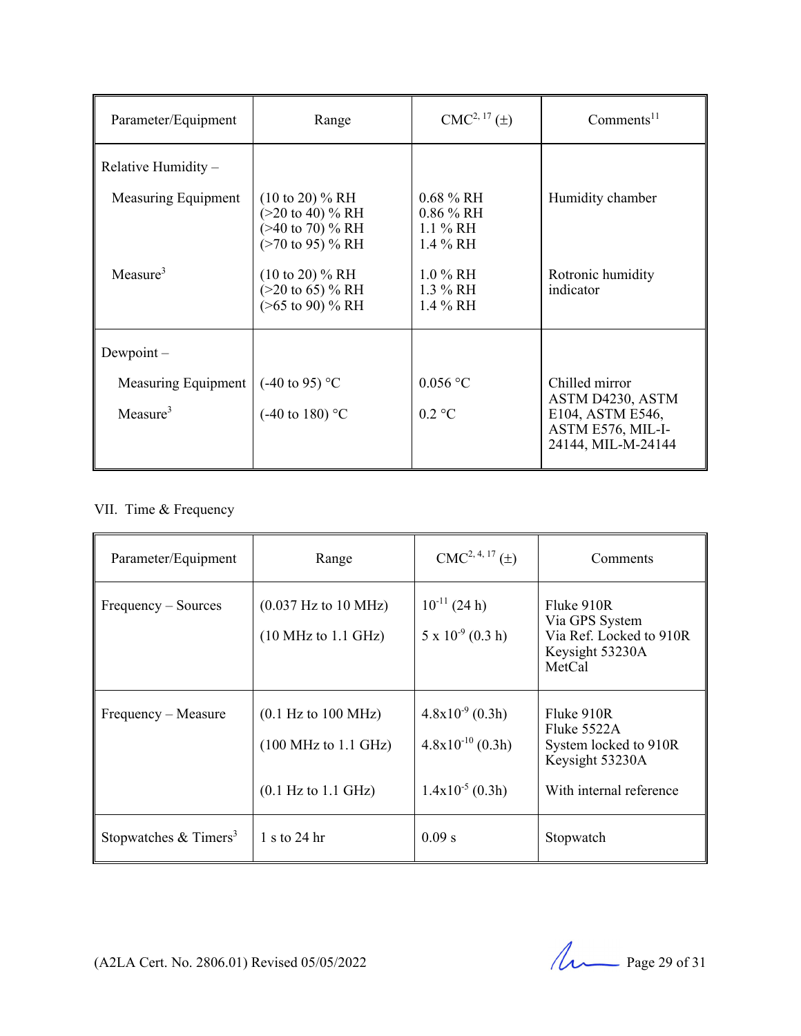| Parameter/Equipment | Range | CMC[2, 17] (±) | Comments[11] |
|---|---|---|---|
| Relative Humidity – | | | |
| Measuring Equipment | (10 to 20) % RH<br>(>20 to 40) % RH<br>(>40 to 70) % RH<br>(>70 to 95) % RH | 0.68 % RH<br>0.86 % RH<br>1.1 % RH<br>1.4 % RH | Humidity chamber |
| Measure[3] | (10 to 20) % RH<br>(>20 to 65) % RH<br>(>65 to 90) % RH | 1.0 % RH<br>1.3 % RH<br>1.4 % RH | Rotronic humidity indicator |
| Dewpoint – | | | |
| Measuring Equipment | (-40 to 95) °C | 0.056 °C | Chilled mirror<br>ASTM D4230, ASTM E104, ASTM E546, ASTM E576, MIL-I-24144, MIL-M-24144 |
| Measure[3] | (-40 to 180) °C | 0.2 °C | |

VII. Time & Frequency

| Parameter/Equipment | Range | CMC[2, 4, 17] (±) | Comments |
|---|---|---|---|
| Frequency – Sources | (0.037 Hz to 10 MHz)<br><br>(10 MHz to 1.1 GHz) | $10^{-11}$ (24 h)<br><br>$5 \times 10^{-9}$ (0.3 h) | Fluke 910R<br>Via GPS System<br>Via Ref. Locked to 910R<br>Keysight 53230A<br>MetCal |
| Frequency – Measure | (0.1 Hz to 100 MHz)<br><br>(100 MHz to 1.1 GHz)<br><br>(0.1 Hz to 1.1 GHz) | $4.8 \times 10^{-9}$ (0.3h)<br><br>$4.8 \times 10^{-10}$ (0.3h)<br><br>$1.4 \times 10^{-5}$ (0.3h) | Fluke 910R<br>Fluke 5522A<br>System locked to 910R<br>Keysight 53230A<br><br>With internal reference |
| Stopwatches & Timers[3] | 1 s to 24 hr | 0.09 s | Stopwatch |

(A2LA Cert. No. 2806.01) Revised 05/05/2022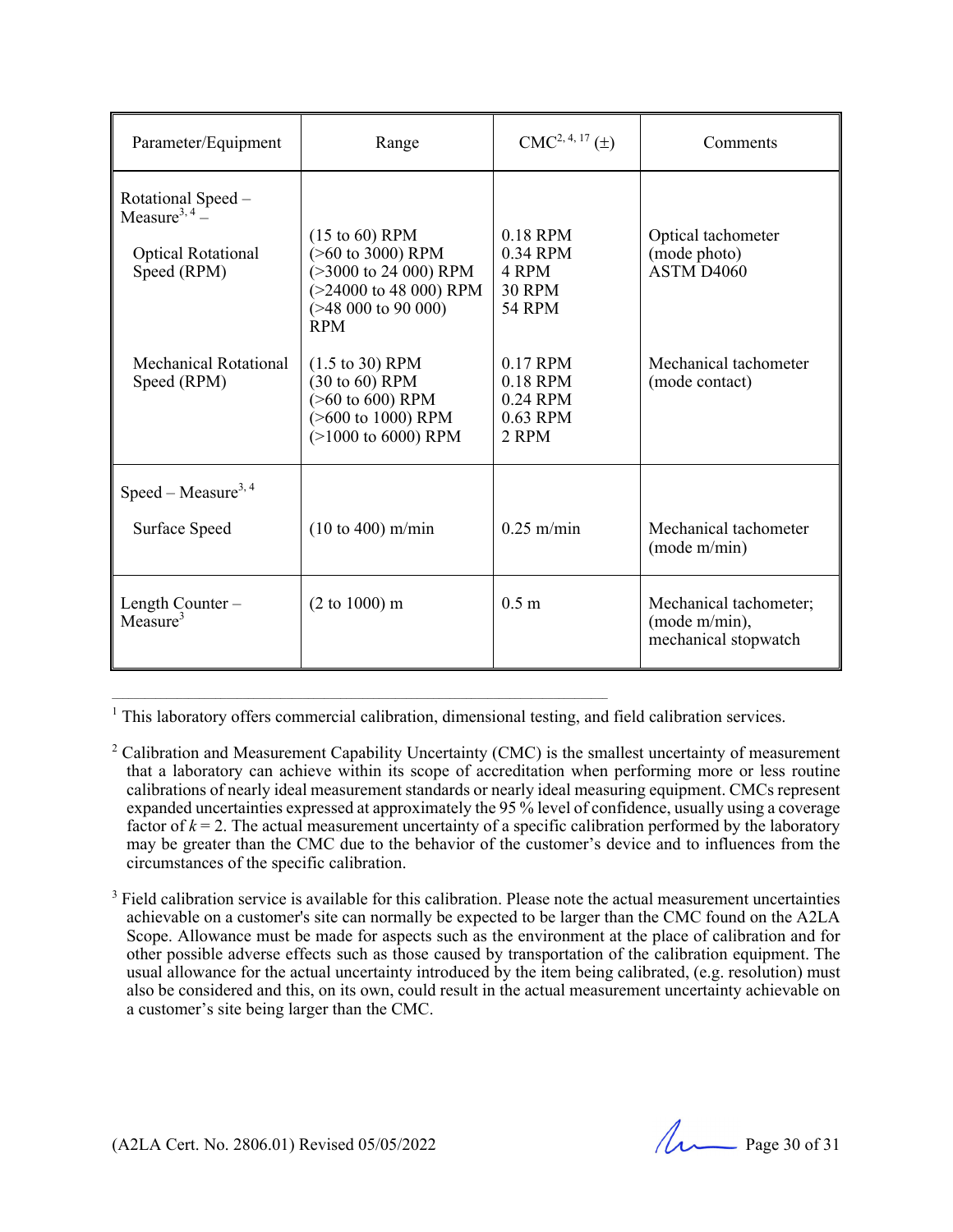| Parameter/Equipment | Range | CMC[2, 4, 17] (±) | Comments |
|---|---|---|---|
| Rotational Speed – Measure[3, 4] – | | | |
| Optical Rotational Speed (RPM) | (15 to 60) RPM<br>(>60 to 3000) RPM<br>(>3000 to 24 000) RPM<br>(>24000 to 48 000) RPM<br>(>48 000 to 90 000) RPM | 0.18 RPM<br>0.34 RPM<br>4 RPM<br>30 RPM<br>54 RPM | Optical tachometer (mode photo) ASTM D4060 |
| Mechanical Rotational Speed (RPM) | (1.5 to 30) RPM<br>(30 to 60) RPM<br>(>60 to 600) RPM<br>(>600 to 1000) RPM<br>(>1000 to 6000) RPM | 0.17 RPM<br>0.18 RPM<br>0.24 RPM<br>0.63 RPM<br>2 RPM | Mechanical tachometer (mode contact) |
| Speed – Measure[3, 4] | | | |
| Surface Speed | (10 to 400) m/min | 0.25 m/min | Mechanical tachometer (mode m/min) |
| Length Counter – Measure[3] | (2 to 1000) m | 0.5 m | Mechanical tachometer; (mode m/min), mechanical stopwatch |

---

[1] This laboratory offers commercial calibration, dimensional testing, and field calibration services.

[2] Calibration and Measurement Capability Uncertainty (CMC) is the smallest uncertainty of measurement that a laboratory can achieve within its scope of accreditation when performing more or less routine calibrations of nearly ideal measurement standards or nearly ideal measuring equipment. CMCs represent expanded uncertainties expressed at approximately the 95 % level of confidence, usually using a coverage factor of $k = 2$. The actual measurement uncertainty of a specific calibration performed by the laboratory may be greater than the CMC due to the behavior of the customer's device and to influences from the circumstances of the specific calibration.

[3] Field calibration service is available for this calibration. Please note the actual measurement uncertainties achievable on a customer's site can normally be expected to be larger than the CMC found on the A2LA Scope. Allowance must be made for aspects such as the environment at the place of calibration and for other possible adverse effects such as those caused by transportation of the calibration equipment. The usual allowance for the actual uncertainty introduced by the item being calibrated, (e.g. resolution) must also be considered and this, on its own, could result in the actual measurement uncertainty achievable on a customer's site being larger than the CMC.

(A2LA Cert. No. 2806.01) Revised 05/05/2022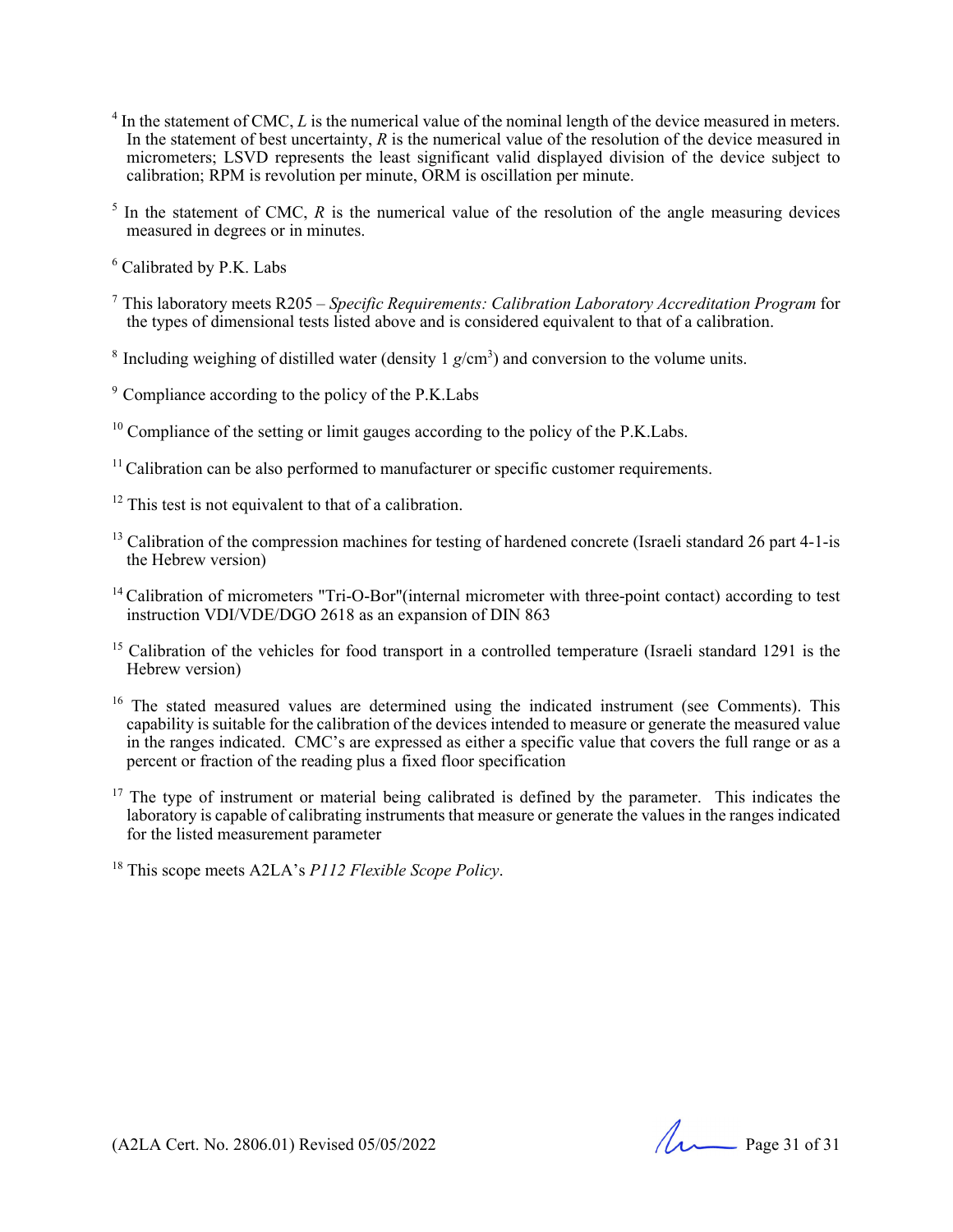[4] In the statement of CMC, *L* is the numerical value of the nominal length of the device measured in meters. In the statement of best uncertainty, *R* is the numerical value of the resolution of the device measured in micrometers; LSVD represents the least significant valid displayed division of the device subject to calibration; RPM is revolution per minute, ORM is oscillation per minute.

[5] In the statement of CMC, *R* is the numerical value of the resolution of the angle measuring devices measured in degrees or in minutes.

[6] Calibrated by P.K. Labs

[7] This laboratory meets R205 – *Specific Requirements: Calibration Laboratory Accreditation Program* for the types of dimensional tests listed above and is considered equivalent to that of a calibration.

[8] Including weighing of distilled water (density 1 $g/cm^3$) and conversion to the volume units.

[9] Compliance according to the policy of the P.K.Labs

[10] Compliance of the setting or limit gauges according to the policy of the P.K.Labs.

[11] Calibration can be also performed to manufacturer or specific customer requirements.

[12] This test is not equivalent to that of a calibration.

[13] Calibration of the compression machines for testing of hardened concrete (Israeli standard 26 part 4-1-is the Hebrew version)

[14] Calibration of micrometers "Tri-O-Bor"(internal micrometer with three-point contact) according to test instruction VDI/VDE/DGO 2618 as an expansion of DIN 863

[15] Calibration of the vehicles for food transport in a controlled temperature (Israeli standard 1291 is the Hebrew version)

[16] The stated measured values are determined using the indicated instrument (see Comments). This capability is suitable for the calibration of the devices intended to measure or generate the measured value in the ranges indicated. CMC's are expressed as either a specific value that covers the full range or as a percent or fraction of the reading plus a fixed floor specification

[17] The type of instrument or material being calibrated is defined by the parameter. This indicates the laboratory is capable of calibrating instruments that measure or generate the values in the ranges indicated for the listed measurement parameter

[18] This scope meets A2LA's *P112 Flexible Scope Policy*.

(A2LA Cert. No. 2806.01) Revised 05/05/2022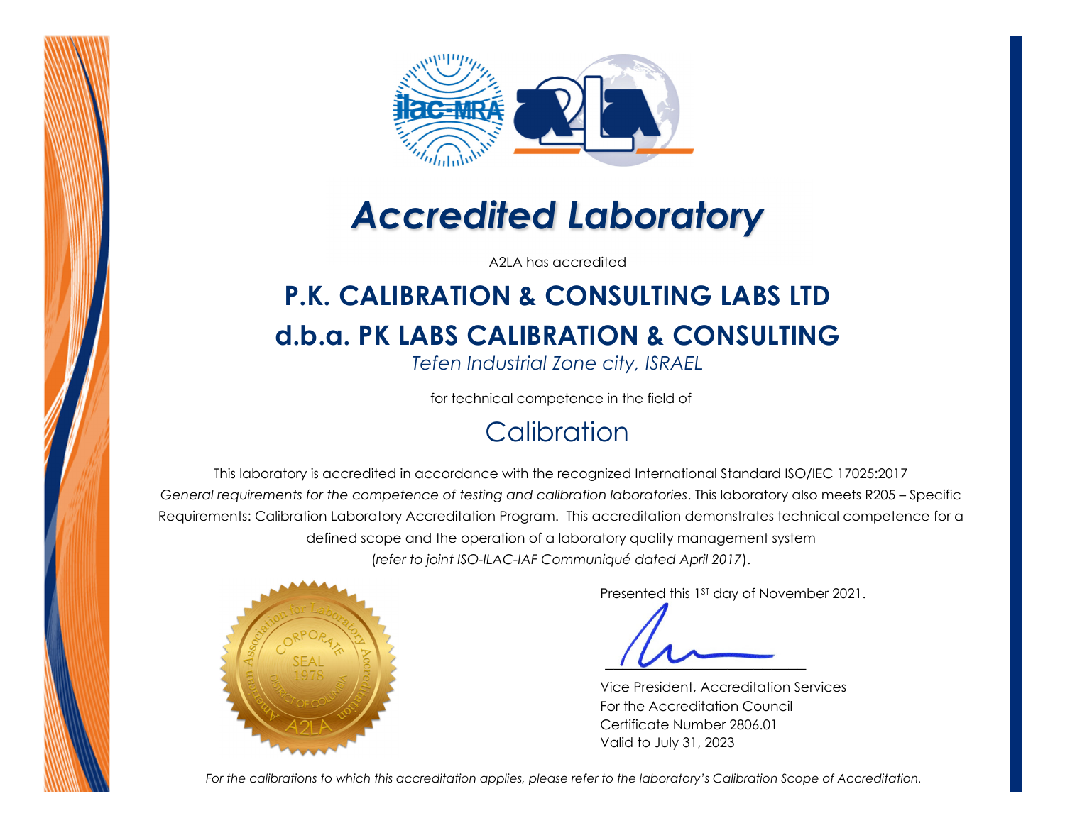# *Accredited Laboratory*

A2LA has accredited

## P.K. CALIBRATION & CONSULTING LABS LTD
## d.b.a. PK LABS CALIBRATION & CONSULTING

*Tefen Industrial Zone city, ISRAEL*

for technical competence in the field of

## Calibration

This laboratory is accredited in accordance with the recognized International Standard ISO/IEC 17025:2017 *General requirements for the competence of testing and calibration laboratories*. This laboratory also meets R205 – Specific Requirements: Calibration Laboratory Accreditation Program. This accreditation demonstrates technical competence for a defined scope and the operation of a laboratory quality management system (*refer to joint ISO-ILAC-IAF Communiqué dated April 2017*).

Presented this 1ST day of November 2021.

Vice President, Accreditation Services
For the Accreditation Council
Certificate Number 2806.01
Valid to July 31, 2023

*For the calibrations to which this accreditation applies, please refer to the laboratory's Calibration Scope of Accreditation.*